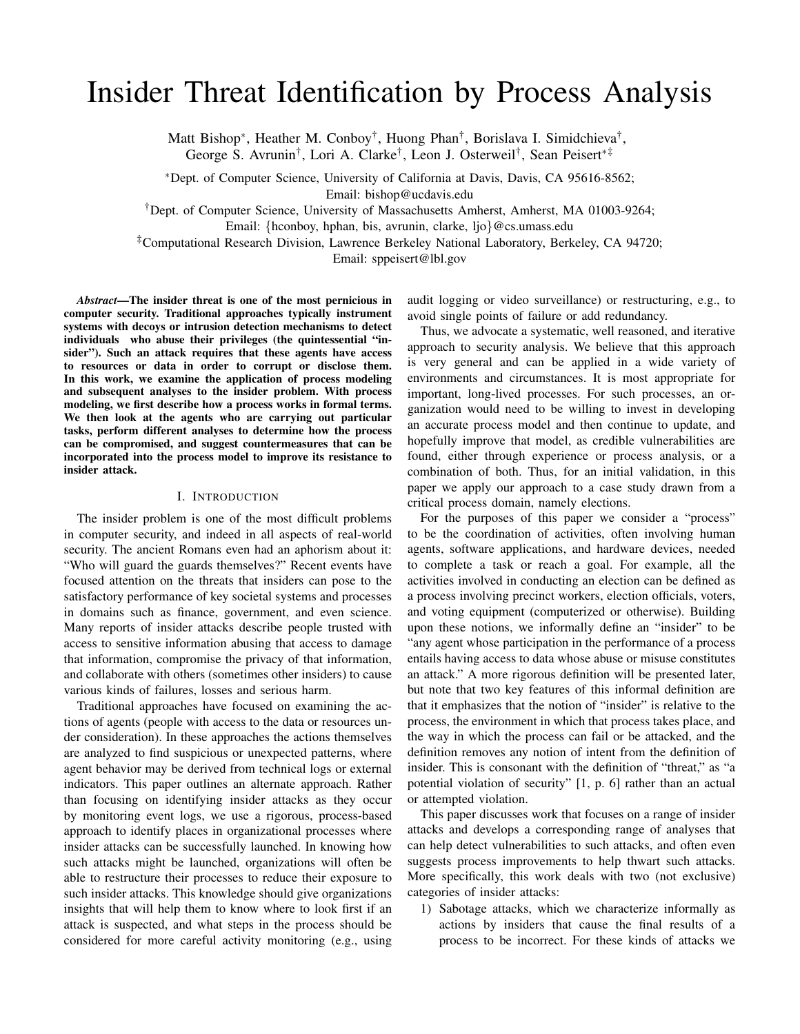# Insider Threat Identification by Process Analysis

Matt Bishop*, Heather M. Conboy†, Huong Phan†, Borislava I. Simidchieva†,
George S. Avrunin†, Lori A. Clarke†, Leon J. Osterweil†, Sean Peisert*‡

*Dept. of Computer Science, University of California at Davis, Davis, CA 95616-8562;
Email: bishop@ucdavis.edu

†Dept. of Computer Science, University of Massachusetts Amherst, Amherst, MA 01003-9264;
Email: {hconboy, hphan, bis, avrunin, clarke, ljo}@cs.umass.edu

‡Computational Research Division, Lawrence Berkeley National Laboratory, Berkeley, CA 94720;
Email: sppeisert@lbl.gov

***Abstract*—The insider threat is one of the most pernicious in computer security. Traditional approaches typically instrument systems with decoys or intrusion detection mechanisms to detect individuals who abuse their privileges (the quintessential "insider"). Such an attack requires that these agents have access to resources or data in order to corrupt or disclose them. In this work, we examine the application of process modeling and subsequent analyses to the insider problem. With process modeling, we first describe how a process works in formal terms. We then look at the agents who are carrying out particular tasks, perform different analyses to determine how the process can be compromised, and suggest countermeasures that can be incorporated into the process model to improve its resistance to insider attack.**

## I. Introduction

The insider problem is one of the most difficult problems in computer security, and indeed in all aspects of real-world security. The ancient Romans even had an aphorism about it: "Who will guard the guards themselves?" Recent events have focused attention on the threats that insiders can pose to the satisfactory performance of key societal systems and processes in domains such as finance, government, and even science. Many reports of insider attacks describe people trusted with access to sensitive information abusing that access to damage that information, compromise the privacy of that information, and collaborate with others (sometimes other insiders) to cause various kinds of failures, losses and serious harm.

Traditional approaches have focused on examining the actions of agents (people with access to the data or resources under consideration). In these approaches the actions themselves are analyzed to find suspicious or unexpected patterns, where agent behavior may be derived from technical logs or external indicators. This paper outlines an alternate approach. Rather than focusing on identifying insider attacks as they occur by monitoring event logs, we use a rigorous, process-based approach to identify places in organizational processes where insider attacks can be successfully launched. In knowing how such attacks might be launched, organizations will often be able to restructure their processes to reduce their exposure to such insider attacks. This knowledge should give organizations insights that will help them to know where to look first if an attack is suspected, and what steps in the process should be considered for more careful activity monitoring (e.g., using audit logging or video surveillance) or restructuring, e.g., to avoid single points of failure or add redundancy.

Thus, we advocate a systematic, well reasoned, and iterative approach to security analysis. We believe that this approach is very general and can be applied in a wide variety of environments and circumstances. It is most appropriate for important, long-lived processes. For such processes, an organization would need to be willing to invest in developing an accurate process model and then continue to update, and hopefully improve that model, as credible vulnerabilities are found, either through experience or process analysis, or a combination of both. Thus, for an initial validation, in this paper we apply our approach to a case study drawn from a critical process domain, namely elections.

For the purposes of this paper we consider a "process" to be the coordination of activities, often involving human agents, software applications, and hardware devices, needed to complete a task or reach a goal. For example, all the activities involved in conducting an election can be defined as a process involving precinct workers, election officials, voters, and voting equipment (computerized or otherwise). Building upon these notions, we informally define an "insider" to be "any agent whose participation in the performance of a process entails having access to data whose abuse or misuse constitutes an attack." A more rigorous definition will be presented later, but note that two key features of this informal definition are that it emphasizes that the notion of "insider" is relative to the process, the environment in which that process takes place, and the way in which the process can fail or be attacked, and the definition removes any notion of intent from the definition of insider. This is consonant with the definition of "threat," as "a potential violation of security" [1, p. 6] rather than an actual or attempted violation.

This paper discusses work that focuses on a range of insider attacks and develops a corresponding range of analyses that can help detect vulnerabilities to such attacks, and often even suggests process improvements to help thwart such attacks. More specifically, this work deals with two (not exclusive) categories of insider attacks:

1) Sabotage attacks, which we characterize informally as actions by insiders that cause the final results of a process to be incorrect. For these kinds of attacks we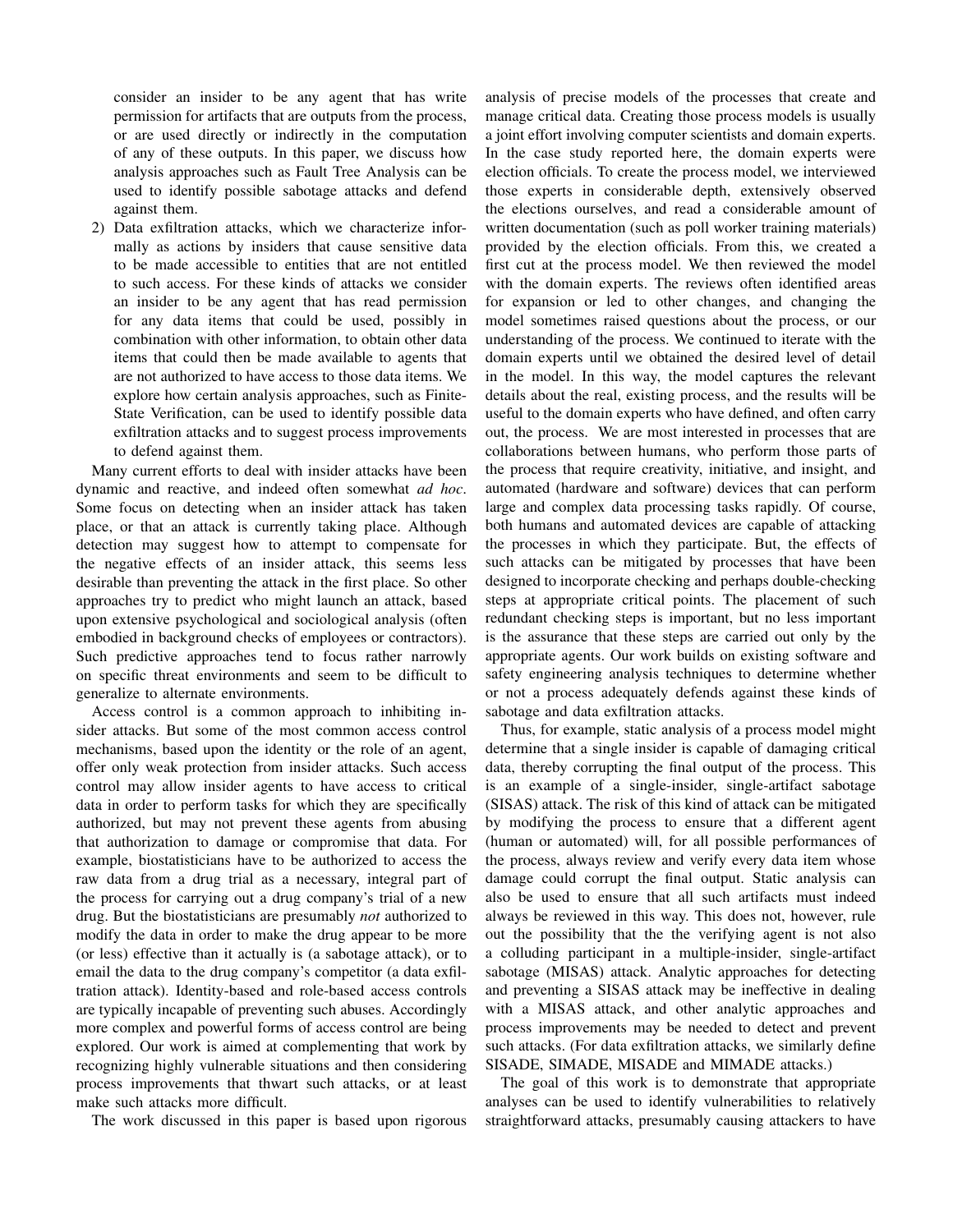consider an insider to be any agent that has write permission for artifacts that are outputs from the process, or are used directly or indirectly in the computation of any of these outputs. In this paper, we discuss how analysis approaches such as Fault Tree Analysis can be used to identify possible sabotage attacks and defend against them.

2) Data exfiltration attacks, which we characterize informally as actions by insiders that cause sensitive data to be made accessible to entities that are not entitled to such access. For these kinds of attacks we consider an insider to be any agent that has read permission for any data items that could be used, possibly in combination with other information, to obtain other data items that could then be made available to agents that are not authorized to have access to those data items. We explore how certain analysis approaches, such as Finite-State Verification, can be used to identify possible data exfiltration attacks and to suggest process improvements to defend against them.

Many current efforts to deal with insider attacks have been dynamic and reactive, and indeed often somewhat *ad hoc*. Some focus on detecting when an insider attack has taken place, or that an attack is currently taking place. Although detection may suggest how to attempt to compensate for the negative effects of an insider attack, this seems less desirable than preventing the attack in the first place. So other approaches try to predict who might launch an attack, based upon extensive psychological and sociological analysis (often embodied in background checks of employees or contractors). Such predictive approaches tend to focus rather narrowly on specific threat environments and seem to be difficult to generalize to alternate environments.

Access control is a common approach to inhibiting insider attacks. But some of the most common access control mechanisms, based upon the identity or the role of an agent, offer only weak protection from insider attacks. Such access control may allow insider agents to have access to critical data in order to perform tasks for which they are specifically authorized, but may not prevent these agents from abusing that authorization to damage or compromise that data. For example, biostatisticians have to be authorized to access the raw data from a drug trial as a necessary, integral part of the process for carrying out a drug company's trial of a new drug. But the biostatisticians are presumably *not* authorized to modify the data in order to make the drug appear to be more (or less) effective than it actually is (a sabotage attack), or to email the data to the drug company's competitor (a data exfiltration attack). Identity-based and role-based access controls are typically incapable of preventing such abuses. Accordingly more complex and powerful forms of access control are being explored. Our work is aimed at complementing that work by recognizing highly vulnerable situations and then considering process improvements that thwart such attacks, or at least make such attacks more difficult.

The work discussed in this paper is based upon rigorous analysis of precise models of the processes that create and manage critical data. Creating those process models is usually a joint effort involving computer scientists and domain experts. In the case study reported here, the domain experts were election officials. To create the process model, we interviewed those experts in considerable depth, extensively observed the elections ourselves, and read a considerable amount of written documentation (such as poll worker training materials) provided by the election officials. From this, we created a first cut at the process model. We then reviewed the model with the domain experts. The reviews often identified areas for expansion or led to other changes, and changing the model sometimes raised questions about the process, or our understanding of the process. We continued to iterate with the domain experts until we obtained the desired level of detail in the model. In this way, the model captures the relevant details about the real, existing process, and the results will be useful to the domain experts who have defined, and often carry out, the process. We are most interested in processes that are collaborations between humans, who perform those parts of the process that require creativity, initiative, and insight, and automated (hardware and software) devices that can perform large and complex data processing tasks rapidly. Of course, both humans and automated devices are capable of attacking the processes in which they participate. But, the effects of such attacks can be mitigated by processes that have been designed to incorporate checking and perhaps double-checking steps at appropriate critical points. The placement of such redundant checking steps is important, but no less important is the assurance that these steps are carried out only by the appropriate agents. Our work builds on existing software and safety engineering analysis techniques to determine whether or not a process adequately defends against these kinds of sabotage and data exfiltration attacks.

Thus, for example, static analysis of a process model might determine that a single insider is capable of damaging critical data, thereby corrupting the final output of the process. This is an example of a single-insider, single-artifact sabotage (SISAS) attack. The risk of this kind of attack can be mitigated by modifying the process to ensure that a different agent (human or automated) will, for all possible performances of the process, always review and verify every data item whose damage could corrupt the final output. Static analysis can also be used to ensure that all such artifacts must indeed always be reviewed in this way. This does not, however, rule out the possibility that the the verifying agent is not also a colluding participant in a multiple-insider, single-artifact sabotage (MISAS) attack. Analytic approaches for detecting and preventing a SISAS attack may be ineffective in dealing with a MISAS attack, and other analytic approaches and process improvements may be needed to detect and prevent such attacks. (For data exfiltration attacks, we similarly define SISADE, SIMADE, MISADE and MIMADE attacks.)

The goal of this work is to demonstrate that appropriate analyses can be used to identify vulnerabilities to relatively straightforward attacks, presumably causing attackers to have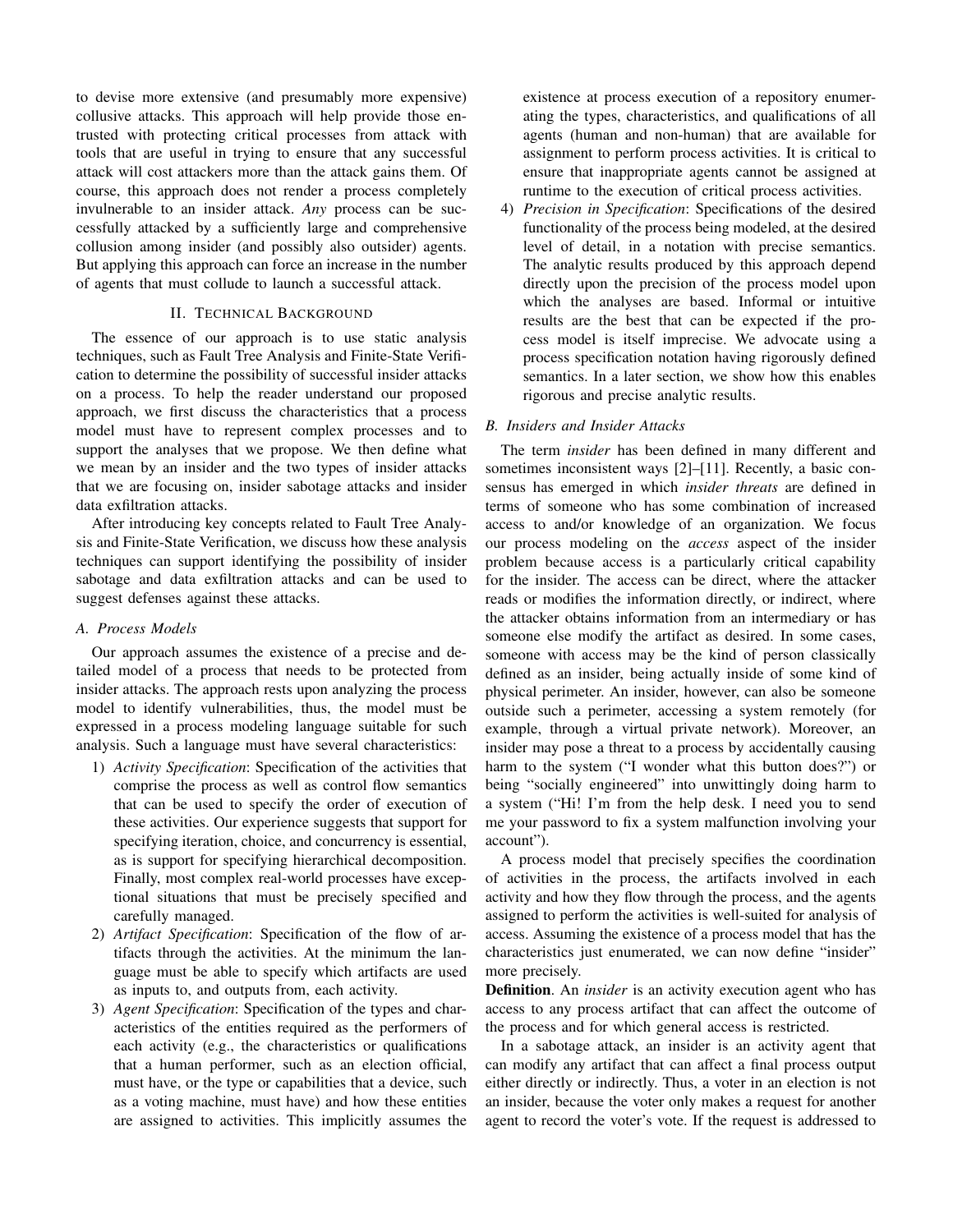to devise more extensive (and presumably more expensive) collusive attacks. This approach will help provide those entrusted with protecting critical processes from attack with tools that are useful in trying to ensure that any successful attack will cost attackers more than the attack gains them. Of course, this approach does not render a process completely invulnerable to an insider attack. *Any* process can be successfully attacked by a sufficiently large and comprehensive collusion among insider (and possibly also outsider) agents. But applying this approach can force an increase in the number of agents that must collude to launch a successful attack.

## II. Technical Background

The essence of our approach is to use static analysis techniques, such as Fault Tree Analysis and Finite-State Verification to determine the possibility of successful insider attacks on a process. To help the reader understand our proposed approach, we first discuss the characteristics that a process model must have to represent complex processes and to support the analyses that we propose. We then define what we mean by an insider and the two types of insider attacks that we are focusing on, insider sabotage attacks and insider data exfiltration attacks.

After introducing key concepts related to Fault Tree Analysis and Finite-State Verification, we discuss how these analysis techniques can support identifying the possibility of insider sabotage and data exfiltration attacks and can be used to suggest defenses against these attacks.

### A. Process Models

Our approach assumes the existence of a precise and detailed model of a process that needs to be protected from insider attacks. The approach rests upon analyzing the process model to identify vulnerabilities, thus, the model must be expressed in a process modeling language suitable for such analysis. Such a language must have several characteristics:

1) *Activity Specification*: Specification of the activities that comprise the process as well as control flow semantics that can be used to specify the order of execution of these activities. Our experience suggests that support for specifying iteration, choice, and concurrency is essential, as is support for specifying hierarchical decomposition. Finally, most complex real-world processes have exceptional situations that must be precisely specified and carefully managed.
2) *Artifact Specification*: Specification of the flow of artifacts through the activities. At the minimum the language must be able to specify which artifacts are used as inputs to, and outputs from, each activity.
3) *Agent Specification*: Specification of the types and characteristics of the entities required as the performers of each activity (e.g., the characteristics or qualifications that a human performer, such as an election official, must have, or the type or capabilities that a device, such as a voting machine, must have) and how these entities are assigned to activities. This implicitly assumes the existence at process execution of a repository enumerating the types, characteristics, and qualifications of all agents (human and non-human) that are available for assignment to perform process activities. It is critical to ensure that inappropriate agents cannot be assigned at runtime to the execution of critical process activities.
4) *Precision in Specification*: Specifications of the desired functionality of the process being modeled, at the desired level of detail, in a notation with precise semantics. The analytic results produced by this approach depend directly upon the precision of the process model upon which the analyses are based. Informal or intuitive results are the best that can be expected if the process model is itself imprecise. We advocate using a process specification notation having rigorously defined semantics. In a later section, we show how this enables rigorous and precise analytic results.

### B. Insiders and Insider Attacks

The term *insider* has been defined in many different and sometimes inconsistent ways [2]–[11]. Recently, a basic consensus has emerged in which *insider threats* are defined in terms of someone who has some combination of increased access to and/or knowledge of an organization. We focus our process modeling on the *access* aspect of the insider problem because access is a particularly critical capability for the insider. The access can be direct, where the attacker reads or modifies the information directly, or indirect, where the attacker obtains information from an intermediary or has someone else modify the artifact as desired. In some cases, someone with access may be the kind of person classically defined as an insider, being actually inside of some kind of physical perimeter. An insider, however, can also be someone outside such a perimeter, accessing a system remotely (for example, through a virtual private network). Moreover, an insider may pose a threat to a process by accidentally causing harm to the system ("I wonder what this button does?") or being "socially engineered" into unwittingly doing harm to a system ("Hi! I'm from the help desk. I need you to send me your password to fix a system malfunction involving your account").

A process model that precisely specifies the coordination of activities in the process, the artifacts involved in each activity and how they flow through the process, and the agents assigned to perform the activities is well-suited for analysis of access. Assuming the existence of a process model that has the characteristics just enumerated, we can now define "insider" more precisely.

**Definition**. An *insider* is an activity execution agent who has access to any process artifact that can affect the outcome of the process and for which general access is restricted.

In a sabotage attack, an insider is an activity agent that can modify any artifact that can affect a final process output either directly or indirectly. Thus, a voter in an election is not an insider, because the voter only makes a request for another agent to record the voter's vote. If the request is addressed to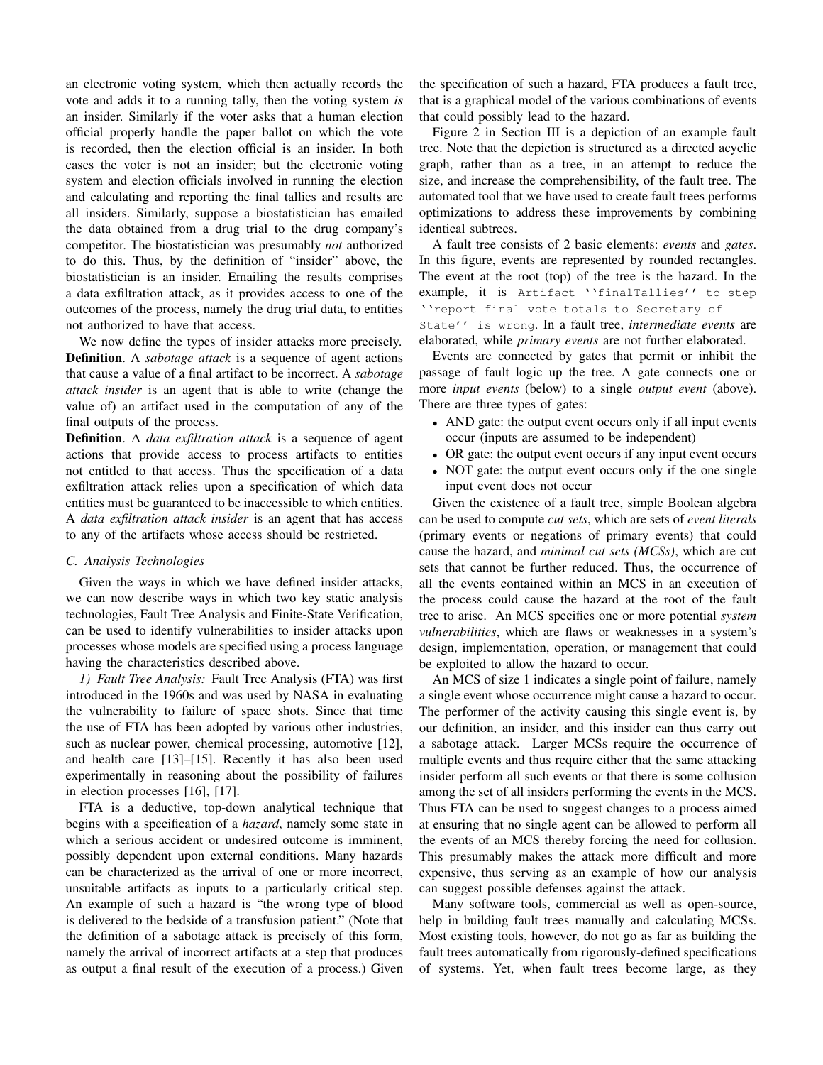an electronic voting system, which then actually records the vote and adds it to a running tally, then the voting system *is* an insider. Similarly if the voter asks that a human election official properly handle the paper ballot on which the vote is recorded, then the election official is an insider. In both cases the voter is not an insider; but the electronic voting system and election officials involved in running the election and calculating and reporting the final tallies and results are all insiders. Similarly, suppose a biostatistician has emailed the data obtained from a drug trial to the drug company's competitor. The biostatistician was presumably *not* authorized to do this. Thus, by the definition of "insider" above, the biostatistician is an insider. Emailing the results comprises a data exfiltration attack, as it provides access to one of the outcomes of the process, namely the drug trial data, to entities not authorized to have that access.

We now define the types of insider attacks more precisely.

**Definition**. A *sabotage attack* is a sequence of agent actions that cause a value of a final artifact to be incorrect. A *sabotage attack insider* is an agent that is able to write (change the value of) an artifact used in the computation of any of the final outputs of the process.

**Definition**. A *data exfiltration attack* is a sequence of agent actions that provide access to process artifacts to entities not entitled to that access. Thus the specification of a data exfiltration attack relies upon a specification of which data entities must be guaranteed to be inaccessible to which entities. A *data exfiltration attack insider* is an agent that has access to any of the artifacts whose access should be restricted.

### C. Analysis Technologies

Given the ways in which we have defined insider attacks, we can now describe ways in which two key static analysis technologies, Fault Tree Analysis and Finite-State Verification, can be used to identify vulnerabilities to insider attacks upon processes whose models are specified using a process language having the characteristics described above.

*1) Fault Tree Analysis:* Fault Tree Analysis (FTA) was first introduced in the 1960s and was used by NASA in evaluating the vulnerability to failure of space shots. Since that time the use of FTA has been adopted by various other industries, such as nuclear power, chemical processing, automotive [12], and health care [13]–[15]. Recently it has also been used experimentally in reasoning about the possibility of failures in election processes [16], [17].

FTA is a deductive, top-down analytical technique that begins with a specification of a *hazard*, namely some state in which a serious accident or undesired outcome is imminent, possibly dependent upon external conditions. Many hazards can be characterized as the arrival of one or more incorrect, unsuitable artifacts as inputs to a particularly critical step. An example of such a hazard is "the wrong type of blood is delivered to the bedside of a transfusion patient." (Note that the definition of a sabotage attack is precisely of this form, namely the arrival of incorrect artifacts at a step that produces as output a final result of the execution of a process.) Given the specification of such a hazard, FTA produces a fault tree, that is a graphical model of the various combinations of events that could possibly lead to the hazard.

Figure 2 in Section III is a depiction of an example fault tree. Note that the depiction is structured as a directed acyclic graph, rather than as a tree, in an attempt to reduce the size, and increase the comprehensibility, of the fault tree. The automated tool that we have used to create fault trees performs optimizations to address these improvements by combining identical subtrees.

A fault tree consists of 2 basic elements: *events* and *gates*. In this figure, events are represented by rounded rectangles. The event at the root (top) of the tree is the hazard. In the example, it is `Artifact ''finalTallies'' to step ''report final vote totals to Secretary of State'' is wrong`. In a fault tree, *intermediate events* are elaborated, while *primary events* are not further elaborated.

Events are connected by gates that permit or inhibit the passage of fault logic up the tree. A gate connects one or more *input events* (below) to a single *output event* (above). There are three types of gates:

- AND gate: the output event occurs only if all input events occur (inputs are assumed to be independent)
- OR gate: the output event occurs if any input event occurs
- NOT gate: the output event occurs only if the one single input event does not occur

Given the existence of a fault tree, simple Boolean algebra can be used to compute *cut sets*, which are sets of *event literals* (primary events or negations of primary events) that could cause the hazard, and *minimal cut sets (MCSs)*, which are cut sets that cannot be further reduced. Thus, the occurrence of all the events contained within an MCS in an execution of the process could cause the hazard at the root of the fault tree to arise. An MCS specifies one or more potential *system vulnerabilities*, which are flaws or weaknesses in a system's design, implementation, operation, or management that could be exploited to allow the hazard to occur.

An MCS of size 1 indicates a single point of failure, namely a single event whose occurrence might cause a hazard to occur. The performer of the activity causing this single event is, by our definition, an insider, and this insider can thus carry out a sabotage attack. Larger MCSs require the occurrence of multiple events and thus require either that the same attacking insider perform all such events or that there is some collusion among the set of all insiders performing the events in the MCS. Thus FTA can be used to suggest changes to a process aimed at ensuring that no single agent can be allowed to perform all the events of an MCS thereby forcing the need for collusion. This presumably makes the attack more difficult and more expensive, thus serving as an example of how our analysis can suggest possible defenses against the attack.

Many software tools, commercial as well as open-source, help in building fault trees manually and calculating MCSs. Most existing tools, however, do not go as far as building the fault trees automatically from rigorously-defined specifications of systems. Yet, when fault trees become large, as they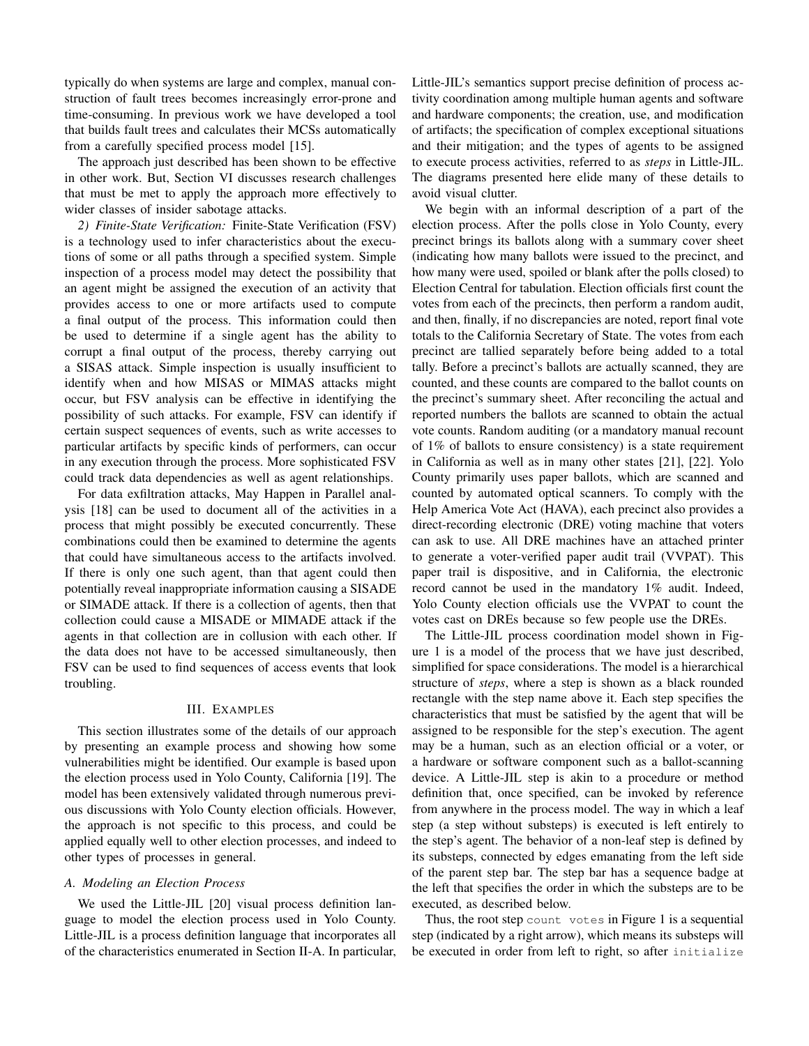typically do when systems are large and complex, manual construction of fault trees becomes increasingly error-prone and time-consuming. In previous work we have developed a tool that builds fault trees and calculates their MCSs automatically from a carefully specified process model [15].

The approach just described has been shown to be effective in other work. But, Section VI discusses research challenges that must be met to apply the approach more effectively to wider classes of insider sabotage attacks.

*2) Finite-State Verification:* Finite-State Verification (FSV) is a technology used to infer characteristics about the executions of some or all paths through a specified system. Simple inspection of a process model may detect the possibility that an agent might be assigned the execution of an activity that provides access to one or more artifacts used to compute a final output of the process. This information could then be used to determine if a single agent has the ability to corrupt a final output of the process, thereby carrying out a SISAS attack. Simple inspection is usually insufficient to identify when and how MISAS or MIMAS attacks might occur, but FSV analysis can be effective in identifying the possibility of such attacks. For example, FSV can identify if certain suspect sequences of events, such as write accesses to particular artifacts by specific kinds of performers, can occur in any execution through the process. More sophisticated FSV could track data dependencies as well as agent relationships.

For data exfiltration attacks, May Happen in Parallel analysis [18] can be used to document all of the activities in a process that might possibly be executed concurrently. These combinations could then be examined to determine the agents that could have simultaneous access to the artifacts involved. If there is only one such agent, than that agent could then potentially reveal inappropriate information causing a SISADE or SIMADE attack. If there is a collection of agents, then that collection could cause a MISADE or MIMADE attack if the agents in that collection are in collusion with each other. If the data does not have to be accessed simultaneously, then FSV can be used to find sequences of access events that look troubling.

## III. Examples

This section illustrates some of the details of our approach by presenting an example process and showing how some vulnerabilities might be identified. Our example is based upon the election process used in Yolo County, California [19]. The model has been extensively validated through numerous previous discussions with Yolo County election officials. However, the approach is not specific to this process, and could be applied equally well to other election processes, and indeed to other types of processes in general.

### A. Modeling an Election Process

We used the Little-JIL [20] visual process definition language to model the election process used in Yolo County. Little-JIL is a process definition language that incorporates all of the characteristics enumerated in Section II-A. In particular, Little-JIL's semantics support precise definition of process activity coordination among multiple human agents and software and hardware components; the creation, use, and modification of artifacts; the specification of complex exceptional situations and their mitigation; and the types of agents to be assigned to execute process activities, referred to as *steps* in Little-JIL. The diagrams presented here elide many of these details to avoid visual clutter.

We begin with an informal description of a part of the election process. After the polls close in Yolo County, every precinct brings its ballots along with a summary cover sheet (indicating how many ballots were issued to the precinct, and how many were used, spoiled or blank after the polls closed) to Election Central for tabulation. Election officials first count the votes from each of the precincts, then perform a random audit, and then, finally, if no discrepancies are noted, report final vote totals to the California Secretary of State. The votes from each precinct are tallied separately before being added to a total tally. Before a precinct's ballots are actually scanned, they are counted, and these counts are compared to the ballot counts on the precinct's summary sheet. After reconciling the actual and reported numbers the ballots are scanned to obtain the actual vote counts. Random auditing (or a mandatory manual recount of 1% of ballots to ensure consistency) is a state requirement in California as well as in many other states [21], [22]. Yolo County primarily uses paper ballots, which are scanned and counted by automated optical scanners. To comply with the Help America Vote Act (HAVA), each precinct also provides a direct-recording electronic (DRE) voting machine that voters can ask to use. All DRE machines have an attached printer to generate a voter-verified paper audit trail (VVPAT). This paper trail is dispositive, and in California, the electronic record cannot be used in the mandatory 1% audit. Indeed, Yolo County election officials use the VVPAT to count the votes cast on DREs because so few people use the DREs.

The Little-JIL process coordination model shown in Figure 1 is a model of the process that we have just described, simplified for space considerations. The model is a hierarchical structure of *steps*, where a step is shown as a black rounded rectangle with the step name above it. Each step specifies the characteristics that must be satisfied by the agent that will be assigned to be responsible for the step's execution. The agent may be a human, such as an election official or a voter, or a hardware or software component such as a ballot-scanning device. A Little-JIL step is akin to a procedure or method definition that, once specified, can be invoked by reference from anywhere in the process model. The way in which a leaf step (a step without substeps) is executed is left entirely to the step's agent. The behavior of a non-leaf step is defined by its substeps, connected by edges emanating from the left side of the parent step bar. The step bar has a sequence badge at the left that specifies the order in which the substeps are to be executed, as described below.

Thus, the root step `count votes` in Figure 1 is a sequential step (indicated by a right arrow), which means its substeps will be executed in order from left to right, so after `initialize`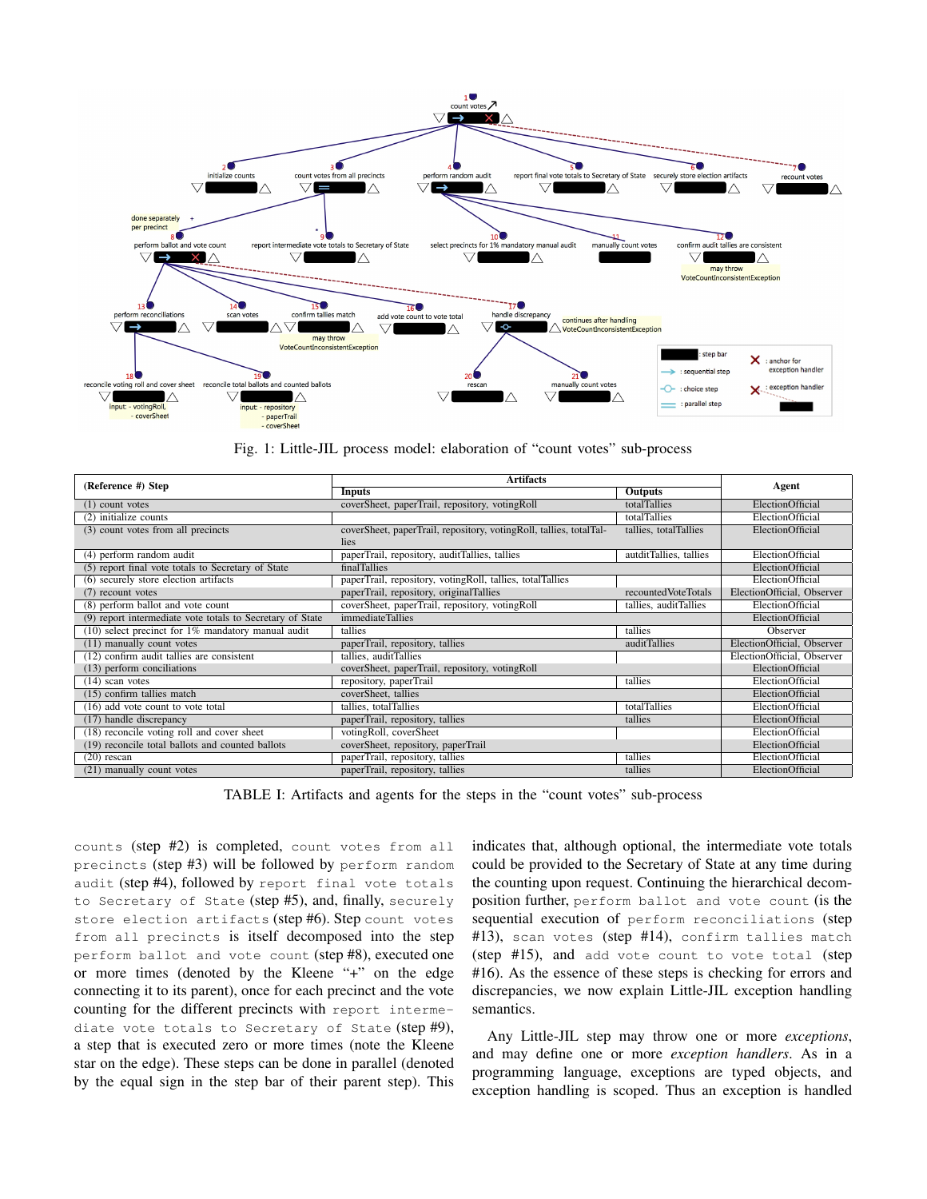Fig. 1: Little-JIL process model: elaboration of "count votes" sub-process

| (Reference #) Step | Artifacts | | Agent |
|---|---|---|---|
| | Inputs | Outputs | |
| (1) count votes | coverSheet, paperTrail, repository, votingRoll | totalTallies | ElectionOfficial |
| (2) initialize counts | | totalTallies | ElectionOfficial |
| (3) count votes from all precincts | coverSheet, paperTrail, repository, votingRoll, tallies, totalTallies | tallies, totalTallies | ElectionOfficial |
| (4) perform random audit | paperTrail, repository, auditTallies, tallies | autditTallies, tallies | ElectionOfficial |
| (5) report final vote totals to Secretary of State | finalTallies | | ElectionOfficial |
| (6) securely store election artifacts | paperTrail, repository, votingRoll, tallies, totalTallies | | ElectionOfficial |
| (7) recount votes | paperTrail, repository, originalTallies | recountedVoteTotals | ElectionOfficial, Observer |
| (8) perform ballot and vote count | coverSheet, paperTrail, repository, votingRoll | tallies, auditTallies | ElectionOfficial |
| (9) report intermediate vote totals to Secretary of State | immediateTallies | | ElectionOfficial |
| (10) select precinct for 1% mandatory manual audit | tallies | tallies | Observer |
| (11) manually count votes | paperTrail, repository, tallies | auditTallies | ElectionOfficial, Observer |
| (12) confirm audit tallies are consistent | tallies, auditTallies | | ElectionOfficial, Observer |
| (13) perform conciliations | coverSheet, paperTrail, repository, votingRoll | | ElectionOfficial |
| (14) scan votes | repository, paperTrail | tallies | ElectionOfficial |
| (15) confirm tallies match | coverSheet, tallies | | ElectionOfficial |
| (16) add vote count to vote total | tallies, totalTallies | totalTallies | ElectionOfficial |
| (17) handle discrepancy | paperTrail, repository, tallies | tallies | ElectionOfficial |
| (18) reconcile voting roll and cover sheet | votingRoll, coverSheet | | ElectionOfficial |
| (19) reconcile total ballots and counted ballots | coverSheet, repository, paperTrail | | ElectionOfficial |
| (20) rescan | paperTrail, repository, tallies | tallies | ElectionOfficial |
| (21) manually count votes | paperTrail, repository, tallies | tallies | ElectionOfficial |

TABLE I: Artifacts and agents for the steps in the "count votes" sub-process

counts (step #2) is completed, count votes from all precincts (step #3) will be followed by perform random audit (step #4), followed by report final vote totals to Secretary of State (step #5), and, finally, securely store election artifacts (step #6). Step count votes from all precincts is itself decomposed into the step perform ballot and vote count (step #8), executed one or more times (denoted by the Kleene "+" on the edge connecting it to its parent), once for each precinct and the vote counting for the different precincts with report intermediate vote totals to Secretary of State (step #9), a step that is executed zero or more times (note the Kleene star on the edge). These steps can be done in parallel (denoted by the equal sign in the step bar of their parent step). This indicates that, although optional, the intermediate vote totals could be provided to the Secretary of State at any time during the counting upon request. Continuing the hierarchical decomposition further, perform ballot and vote count (is the sequential execution of perform reconciliations (step #13), scan votes (step #14), confirm tallies match (step #15), and add vote count to vote total (step #16). As the essence of these steps is checking for errors and discrepancies, we now explain Little-JIL exception handling semantics.

Any Little-JIL step may throw one or more *exceptions*, and may define one or more *exception handlers*. As in a programming language, exceptions are typed objects, and exception handling is scoped. Thus an exception is handled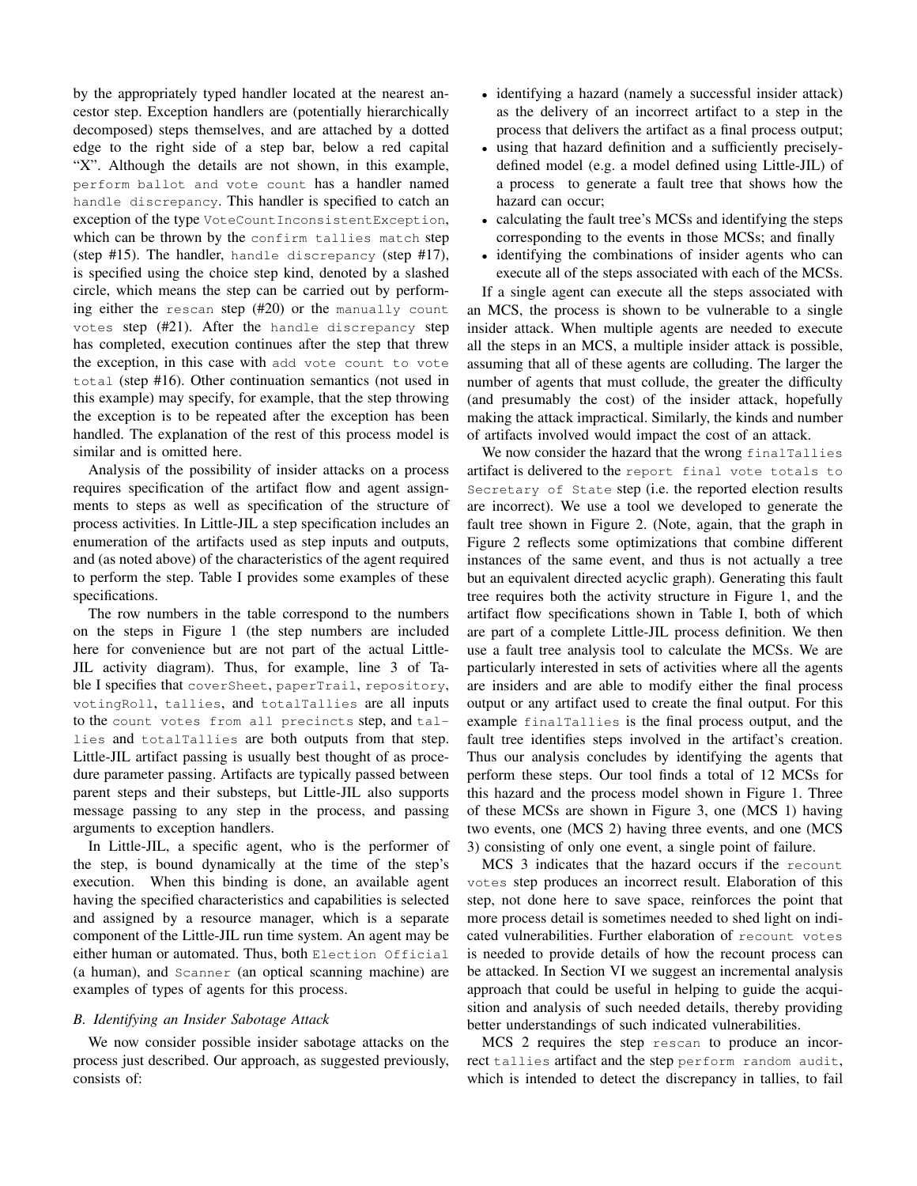by the appropriately typed handler located at the nearest ancestor step. Exception handlers are (potentially hierarchically decomposed) steps themselves, and are attached by a dotted edge to the right side of a step bar, below a red capital "X". Although the details are not shown, in this example, `perform ballot and vote count` has a handler named `handle discrepancy`. This handler is specified to catch an exception of the type `VoteCountInconsistentException`, which can be thrown by the `confirm tallies match` step (step #15). The handler, `handle discrepancy` (step #17), is specified using the choice step kind, denoted by a slashed circle, which means the step can be carried out by performing either the `rescan` step (#20) or the `manually count votes` step (#21). After the `handle discrepancy` step has completed, execution continues after the step that threw the exception, in this case with `add vote count to vote total` (step #16). Other continuation semantics (not used in this example) may specify, for example, that the step throwing the exception is to be repeated after the exception has been handled. The explanation of the rest of this process model is similar and is omitted here.

Analysis of the possibility of insider attacks on a process requires specification of the artifact flow and agent assignments to steps as well as specification of the structure of process activities. In Little-JIL a step specification includes an enumeration of the artifacts used as step inputs and outputs, and (as noted above) of the characteristics of the agent required to perform the step. Table I provides some examples of these specifications.

The row numbers in the table correspond to the numbers on the steps in Figure 1 (the step numbers are included here for convenience but are not part of the actual Little-JIL activity diagram). Thus, for example, line 3 of Table I specifies that `coverSheet`, `paperTrail`, `repository`, `votingRoll`, `tallies`, and `totalTallies` are all inputs to the `count votes from all precincts` step, and `tallies` and `totalTallies` are both outputs from that step. Little-JIL artifact passing is usually best thought of as procedure parameter passing. Artifacts are typically passed between parent steps and their substeps, but Little-JIL also supports message passing to any step in the process, and passing arguments to exception handlers.

In Little-JIL, a specific agent, who is the performer of the step, is bound dynamically at the time of the step's execution. When this binding is done, an available agent having the specified characteristics and capabilities is selected and assigned by a resource manager, which is a separate component of the Little-JIL run time system. An agent may be either human or automated. Thus, both `Election Official` (a human), and `Scanner` (an optical scanning machine) are examples of types of agents for this process.

### *B. Identifying an Insider Sabotage Attack*

We now consider possible insider sabotage attacks on the process just described. Our approach, as suggested previously, consists of:

- identifying a hazard (namely a successful insider attack) as the delivery of an incorrect artifact to a step in the process that delivers the artifact as a final process output;
- using that hazard definition and a sufficiently precisely-defined model (e.g. a model defined using Little-JIL) of a process to generate a fault tree that shows how the hazard can occur;
- calculating the fault tree's MCSs and identifying the steps corresponding to the events in those MCSs; and finally
- identifying the combinations of insider agents who can execute all of the steps associated with each of the MCSs.

If a single agent can execute all the steps associated with an MCS, the process is shown to be vulnerable to a single insider attack. When multiple agents are needed to execute all the steps in an MCS, a multiple insider attack is possible, assuming that all of these agents are colluding. The larger the number of agents that must collude, the greater the difficulty (and presumably the cost) of the insider attack, hopefully making the attack impractical. Similarly, the kinds and number of artifacts involved would impact the cost of an attack.

We now consider the hazard that the wrong `finalTallies` artifact is delivered to the `report final vote totals to Secretary of State` step (i.e. the reported election results are incorrect). We use a tool we developed to generate the fault tree shown in Figure 2. (Note, again, that the graph in Figure 2 reflects some optimizations that combine different instances of the same event, and thus is not actually a tree but an equivalent directed acyclic graph). Generating this fault tree requires both the activity structure in Figure 1, and the artifact flow specifications shown in Table I, both of which are part of a complete Little-JIL process definition. We then use a fault tree analysis tool to calculate the MCSs. We are particularly interested in sets of activities where all the agents are insiders and are able to modify either the final process output or any artifact used to create the final output. For this example `finalTallies` is the final process output, and the fault tree identifies steps involved in the artifact's creation. Thus our analysis concludes by identifying the agents that perform these steps. Our tool finds a total of 12 MCSs for this hazard and the process model shown in Figure 1. Three of these MCSs are shown in Figure 3, one (MCS 1) having two events, one (MCS 2) having three events, and one (MCS 3) consisting of only one event, a single point of failure.

MCS 3 indicates that the hazard occurs if the `recount votes` step produces an incorrect result. Elaboration of this step, not done here to save space, reinforces the point that more process detail is sometimes needed to shed light on indicated vulnerabilities. Further elaboration of `recount votes` is needed to provide details of how the recount process can be attacked. In Section VI we suggest an incremental analysis approach that could be useful in helping to guide the acquisition and analysis of such needed details, thereby providing better understandings of such indicated vulnerabilities.

MCS 2 requires the step `rescan` to produce an incorrect `tallies` artifact and the step `perform random audit`, which is intended to detect the discrepancy in tallies, to fail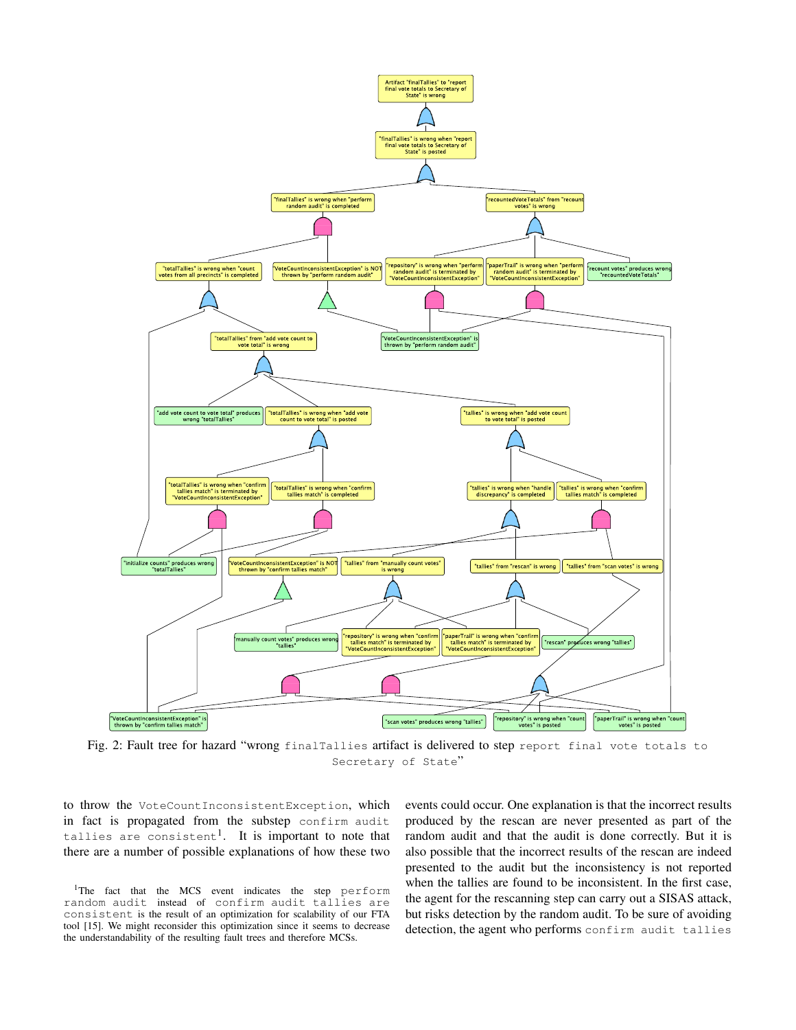Fig. 2: Fault tree for hazard "wrong `finalTallies` artifact is delivered to step `report final vote totals to Secretary of State`"

to throw the `VoteCountInconsistentException`, which in fact is propagated from the substep `confirm audit tallies are consistent`[1]. It is important to note that there are a number of possible explanations of how these two events could occur. One explanation is that the incorrect results produced by the rescan are never presented as part of the random audit and that the audit is done correctly. But it is also possible that the incorrect results of the rescan are indeed presented to the audit but the inconsistency is not reported when the tallies are found to be inconsistent. In the first case, the agent for the rescanning step can carry out a SISAS attack, but risks detection by the random audit. To be sure of avoiding detection, the agent who performs `confirm audit tallies`

[1] The fact that the MCS event indicates the step `perform random audit` instead of `confirm audit tallies are consistent` is the result of an optimization for scalability of our FTA tool [15]. We might reconsider this optimization since it seems to decrease the understandability of the resulting fault trees and therefore MCSs.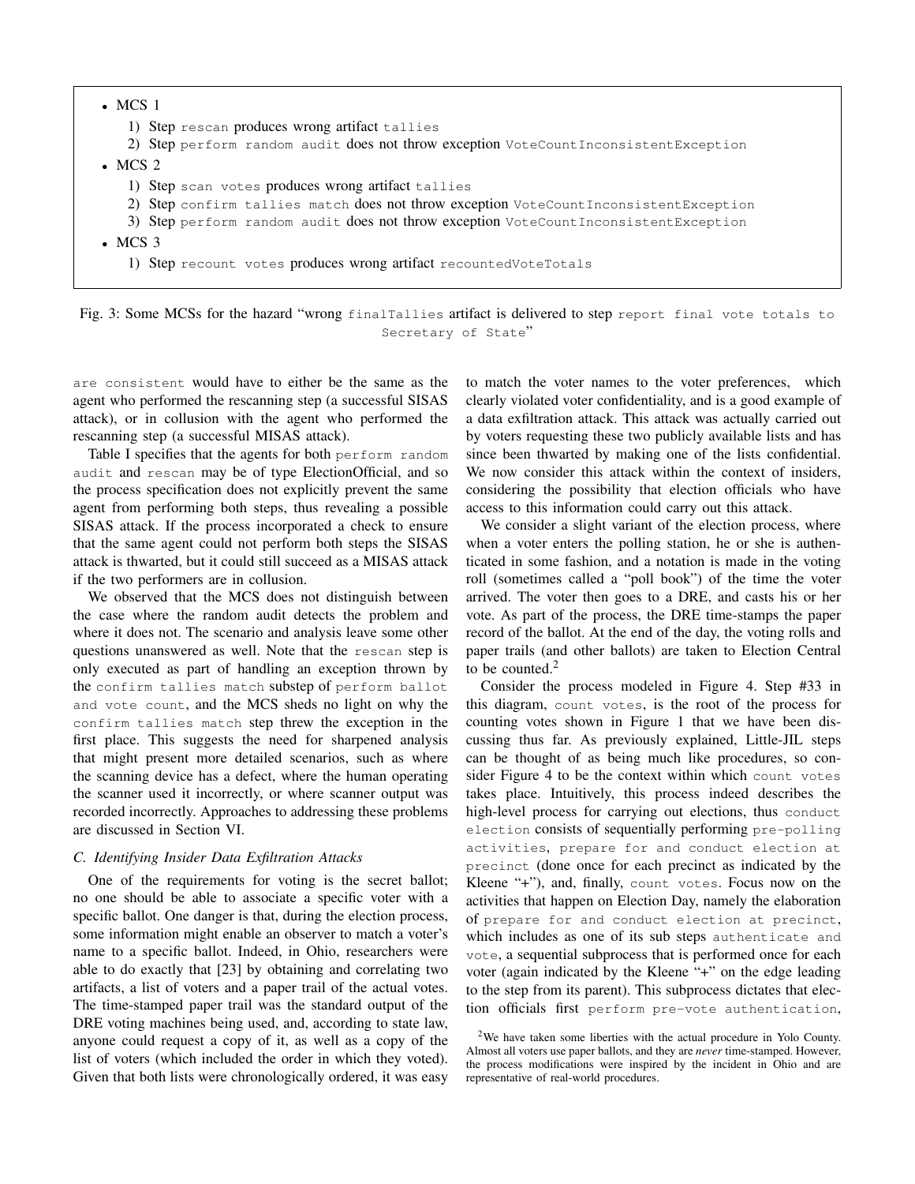- MCS 1
  1) Step `rescan` produces wrong artifact `tallies`
  2) Step `perform random audit` does not throw exception `VoteCountInconsistentException`
- MCS 2
  1) Step `scan votes` produces wrong artifact `tallies`
  2) Step `confirm tallies match` does not throw exception `VoteCountInconsistentException`
  3) Step `perform random audit` does not throw exception `VoteCountInconsistentException`
- MCS 3
  1) Step `recount votes` produces wrong artifact `recountedVoteTotals`

Fig. 3: Some MCSs for the hazard "wrong `finalTallies` artifact is delivered to step `report final vote totals to Secretary of State`"

`are consistent` would have to either be the same as the agent who performed the rescanning step (a successful SISAS attack), or in collusion with the agent who performed the rescanning step (a successful MISAS attack).

Table I specifies that the agents for both `perform random audit` and `rescan` may be of type ElectionOfficial, and so the process specification does not explicitly prevent the same agent from performing both steps, thus revealing a possible SISAS attack. If the process incorporated a check to ensure that the same agent could not perform both steps the SISAS attack is thwarted, but it could still succeed as a MISAS attack if the two performers are in collusion.

We observed that the MCS does not distinguish between the case where the random audit detects the problem and where it does not. The scenario and analysis leave some other questions unanswered as well. Note that the `rescan` step is only executed as part of handling an exception thrown by the `confirm tallies match` substep of `perform ballot and vote count`, and the MCS sheds no light on why the `confirm tallies match` step threw the exception in the first place. This suggests the need for sharpened analysis that might present more detailed scenarios, such as where the scanning device has a defect, where the human operating the scanner used it incorrectly, or where scanner output was recorded incorrectly. Approaches to addressing these problems are discussed in Section VI.

### C. Identifying Insider Data Exfiltration Attacks

One of the requirements for voting is the secret ballot; no one should be able to associate a specific voter with a specific ballot. One danger is that, during the election process, some information might enable an observer to match a voter's name to a specific ballot. Indeed, in Ohio, researchers were able to do exactly that [23] by obtaining and correlating two artifacts, a list of voters and a paper trail of the actual votes. The time-stamped paper trail was the standard output of the DRE voting machines being used, and, according to state law, anyone could request a copy of it, as well as a copy of the list of voters (which included the order in which they voted). Given that both lists were chronologically ordered, it was easy to match the voter names to the voter preferences, which clearly violated voter confidentiality, and is a good example of a data exfiltration attack. This attack was actually carried out by voters requesting these two publicly available lists and has since been thwarted by making one of the lists confidential. We now consider this attack within the context of insiders, considering the possibility that election officials who have access to this information could carry out this attack.

We consider a slight variant of the election process, where when a voter enters the polling station, he or she is authenticated in some fashion, and a notation is made in the voting roll (sometimes called a "poll book") of the time the voter arrived. The voter then goes to a DRE, and casts his or her vote. As part of the process, the DRE time-stamps the paper record of the ballot. At the end of the day, the voting rolls and paper trails (and other ballots) are taken to Election Central to be counted.[2]

Consider the process modeled in Figure 4. Step #33 in this diagram, `count votes`, is the root of the process for counting votes shown in Figure 1 that we have been discussing thus far. As previously explained, Little-JIL steps can be thought of as being much like procedures, so consider Figure 4 to be the context within which `count votes` takes place. Intuitively, this process indeed describes the high-level process for carrying out elections, thus `conduct election` consists of sequentially performing `pre-polling activities`, `prepare for and conduct election at precinct` (done once for each precinct as indicated by the Kleene "+"), and, finally, `count votes`. Focus now on the activities that happen on Election Day, namely the elaboration of `prepare for and conduct election at precinct`, which includes as one of its sub steps `authenticate and vote`, a sequential subprocess that is performed once for each voter (again indicated by the Kleene "+" on the edge leading to the step from its parent). This subprocess dictates that election officials first `perform pre-vote authentication`,

[2] We have taken some liberties with the actual procedure in Yolo County. Almost all voters use paper ballots, and they are *never* time-stamped. However, the process modifications were inspired by the incident in Ohio and are representative of real-world procedures.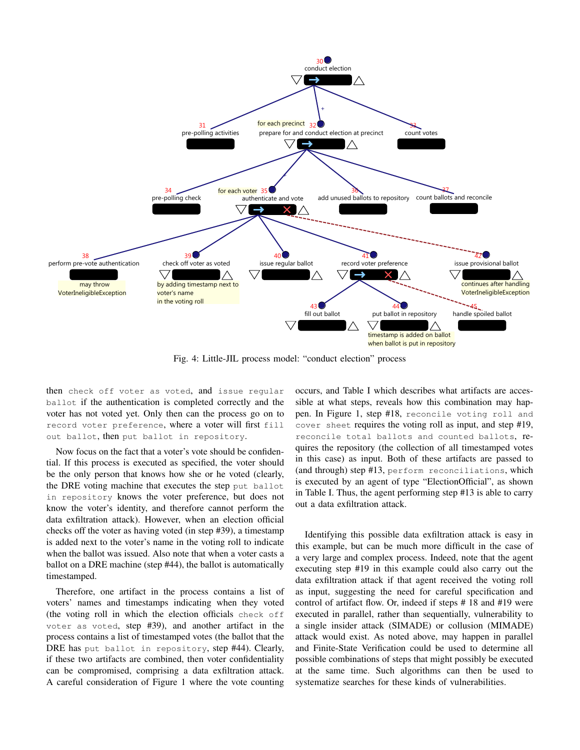Fig. 4: Little-JIL process model: "conduct election" process

then check off voter as voted, and issue regular ballot if the authentication is completed correctly and the voter has not voted yet. Only then can the process go on to record voter preference, where a voter will first fill out ballot, then put ballot in repository.

Now focus on the fact that a voter's vote should be confidential. If this process is executed as specified, the voter should be the only person that knows how she or he voted (clearly, the DRE voting machine that executes the step put ballot in repository knows the voter preference, but does not know the voter's identity, and therefore cannot perform the data exfiltration attack). However, when an election official checks off the voter as having voted (in step #39), a timestamp is added next to the voter's name in the voting roll to indicate when the ballot was issued. Also note that when a voter casts a ballot on a DRE machine (step #44), the ballot is automatically timestamped.

Therefore, one artifact in the process contains a list of voters' names and timestamps indicating when they voted (the voting roll in which the election officials check off voter as voted, step #39), and another artifact in the process contains a list of timestamped votes (the ballot that the DRE has put ballot in repository, step #44). Clearly, if these two artifacts are combined, then voter confidentiality can be compromised, comprising a data exfiltration attack. A careful consideration of Figure 1 where the vote counting occurs, and Table I which describes what artifacts are accessible at what steps, reveals how this combination may happen. In Figure 1, step #18, reconcile voting roll and cover sheet requires the voting roll as input, and step #19, reconcile total ballots and counted ballots, requires the repository (the collection of all timestamped votes in this case) as input. Both of these artifacts are passed to (and through) step #13, perform reconciliations, which is executed by an agent of type "ElectionOfficial", as shown in Table I. Thus, the agent performing step #13 is able to carry out a data exfiltration attack.

Identifying this possible data exfiltration attack is easy in this example, but can be much more difficult in the case of a very large and complex process. Indeed, note that the agent executing step #19 in this example could also carry out the data exfiltration attack if that agent received the voting roll as input, suggesting the need for careful specification and control of artifact flow. Or, indeed if steps # 18 and #19 were executed in parallel, rather than sequentially, vulnerability to a single insider attack (SIMADE) or collusion (MIMADE) attack would exist. As noted above, may happen in parallel and Finite-State Verification could be used to determine all possible combinations of steps that might possibly be executed at the same time. Such algorithms can then be used to systematize searches for these kinds of vulnerabilities.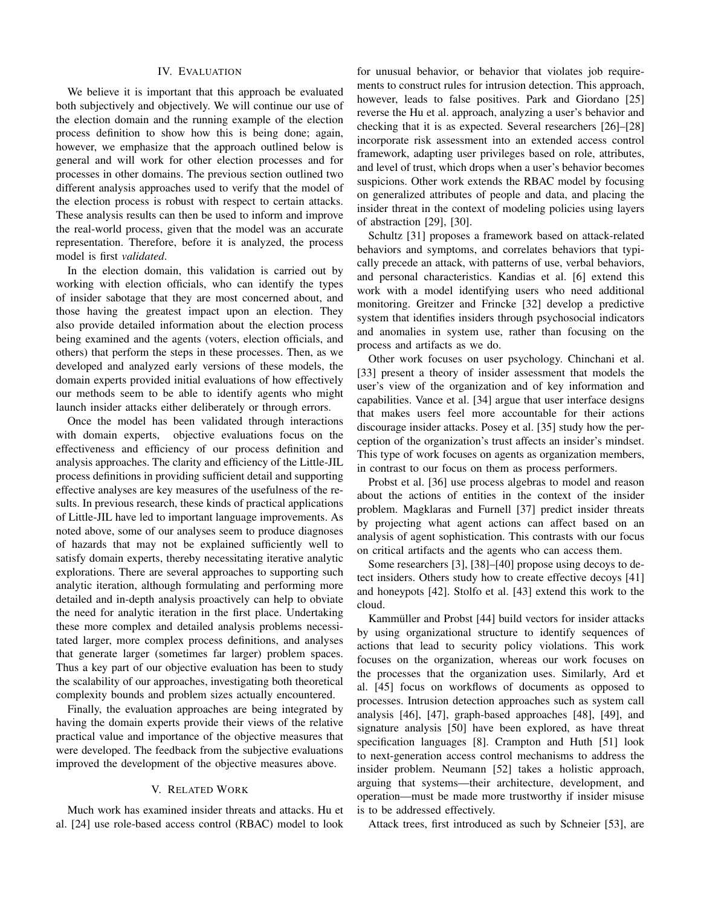## IV. Evaluation

We believe it is important that this approach be evaluated both subjectively and objectively. We will continue our use of the election domain and the running example of the election process definition to show how this is being done; again, however, we emphasize that the approach outlined below is general and will work for other election processes and for processes in other domains. The previous section outlined two different analysis approaches used to verify that the model of the election process is robust with respect to certain attacks. These analysis results can then be used to inform and improve the real-world process, given that the model was an accurate representation. Therefore, before it is analyzed, the process model is first *validated*.

In the election domain, this validation is carried out by working with election officials, who can identify the types of insider sabotage that they are most concerned about, and those having the greatest impact upon an election. They also provide detailed information about the election process being examined and the agents (voters, election officials, and others) that perform the steps in these processes. Then, as we developed and analyzed early versions of these models, the domain experts provided initial evaluations of how effectively our methods seem to be able to identify agents who might launch insider attacks either deliberately or through errors.

Once the model has been validated through interactions with domain experts, objective evaluations focus on the effectiveness and efficiency of our process definition and analysis approaches. The clarity and efficiency of the Little-JIL process definitions in providing sufficient detail and supporting effective analyses are key measures of the usefulness of the results. In previous research, these kinds of practical applications of Little-JIL have led to important language improvements. As noted above, some of our analyses seem to produce diagnoses of hazards that may not be explained sufficiently well to satisfy domain experts, thereby necessitating iterative analytic explorations. There are several approaches to supporting such analytic iteration, although formulating and performing more detailed and in-depth analysis proactively can help to obviate the need for analytic iteration in the first place. Undertaking these more complex and detailed analysis problems necessitated larger, more complex process definitions, and analyses that generate larger (sometimes far larger) problem spaces. Thus a key part of our objective evaluation has been to study the scalability of our approaches, investigating both theoretical complexity bounds and problem sizes actually encountered.

Finally, the evaluation approaches are being integrated by having the domain experts provide their views of the relative practical value and importance of the objective measures that were developed. The feedback from the subjective evaluations improved the development of the objective measures above.

## V. Related Work

Much work has examined insider threats and attacks. Hu et al. [24] use role-based access control (RBAC) model to look for unusual behavior, or behavior that violates job requirements to construct rules for intrusion detection. This approach, however, leads to false positives. Park and Giordano [25] reverse the Hu et al. approach, analyzing a user's behavior and checking that it is as expected. Several researchers [26]–[28] incorporate risk assessment into an extended access control framework, adapting user privileges based on role, attributes, and level of trust, which drops when a user's behavior becomes suspicions. Other work extends the RBAC model by focusing on generalized attributes of people and data, and placing the insider threat in the context of modeling policies using layers of abstraction [29], [30].

Schultz [31] proposes a framework based on attack-related behaviors and symptoms, and correlates behaviors that typically precede an attack, with patterns of use, verbal behaviors, and personal characteristics. Kandias et al. [6] extend this work with a model identifying users who need additional monitoring. Greitzer and Frincke [32] develop a predictive system that identifies insiders through psychosocial indicators and anomalies in system use, rather than focusing on the process and artifacts as we do.

Other work focuses on user psychology. Chinchani et al. [33] present a theory of insider assessment that models the user's view of the organization and of key information and capabilities. Vance et al. [34] argue that user interface designs that makes users feel more accountable for their actions discourage insider attacks. Posey et al. [35] study how the perception of the organization's trust affects an insider's mindset. This type of work focuses on agents as organization members, in contrast to our focus on them as process performers.

Probst et al. [36] use process algebras to model and reason about the actions of entities in the context of the insider problem. Magklaras and Furnell [37] predict insider threats by projecting what agent actions can affect based on an analysis of agent sophistication. This contrasts with our focus on critical artifacts and the agents who can access them.

Some researchers [3], [38]–[40] propose using decoys to detect insiders. Others study how to create effective decoys [41] and honeypots [42]. Stolfo et al. [43] extend this work to the cloud.

Kammüller and Probst [44] build vectors for insider attacks by using organizational structure to identify sequences of actions that lead to security policy violations. This work focuses on the organization, whereas our work focuses on the processes that the organization uses. Similarly, Ard et al. [45] focus on workflows of documents as opposed to processes. Intrusion detection approaches such as system call analysis [46], [47], graph-based approaches [48], [49], and signature analysis [50] have been explored, as have threat specification languages [8]. Crampton and Huth [51] look to next-generation access control mechanisms to address the insider problem. Neumann [52] takes a holistic approach, arguing that systems—their architecture, development, and operation—must be made more trustworthy if insider misuse is to be addressed effectively.

Attack trees, first introduced as such by Schneier [53], are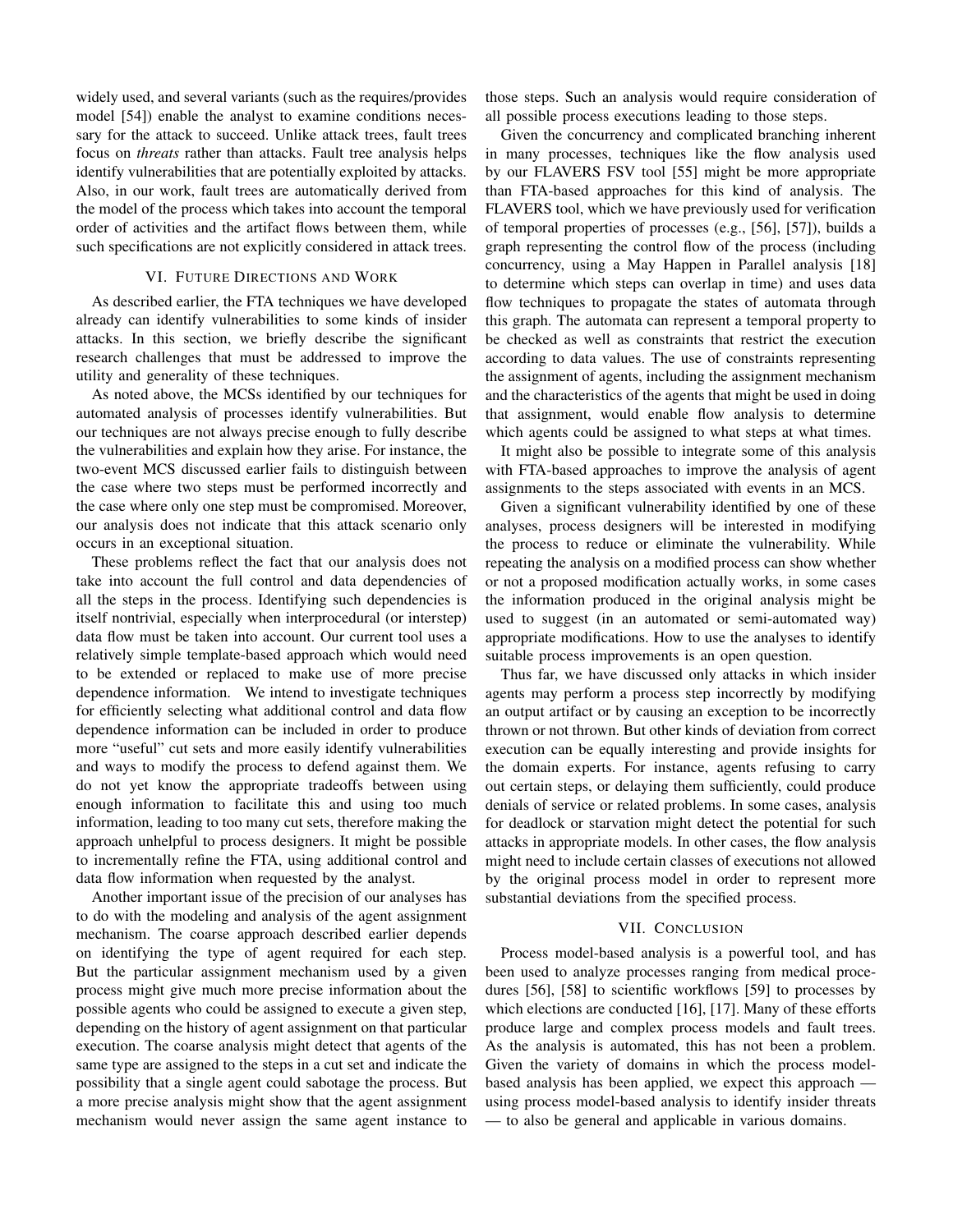widely used, and several variants (such as the requires/provides model [54]) enable the analyst to examine conditions necessary for the attack to succeed. Unlike attack trees, fault trees focus on *threats* rather than attacks. Fault tree analysis helps identify vulnerabilities that are potentially exploited by attacks. Also, in our work, fault trees are automatically derived from the model of the process which takes into account the temporal order of activities and the artifact flows between them, while such specifications are not explicitly considered in attack trees.

## VI. Future Directions and Work

As described earlier, the FTA techniques we have developed already can identify vulnerabilities to some kinds of insider attacks. In this section, we briefly describe the significant research challenges that must be addressed to improve the utility and generality of these techniques.

As noted above, the MCSs identified by our techniques for automated analysis of processes identify vulnerabilities. But our techniques are not always precise enough to fully describe the vulnerabilities and explain how they arise. For instance, the two-event MCS discussed earlier fails to distinguish between the case where two steps must be performed incorrectly and the case where only one step must be compromised. Moreover, our analysis does not indicate that this attack scenario only occurs in an exceptional situation.

These problems reflect the fact that our analysis does not take into account the full control and data dependencies of all the steps in the process. Identifying such dependencies is itself nontrivial, especially when interprocedural (or interstep) data flow must be taken into account. Our current tool uses a relatively simple template-based approach which would need to be extended or replaced to make use of more precise dependence information. We intend to investigate techniques for efficiently selecting what additional control and data flow dependence information can be included in order to produce more "useful" cut sets and more easily identify vulnerabilities and ways to modify the process to defend against them. We do not yet know the appropriate tradeoffs between using enough information to facilitate this and using too much information, leading to too many cut sets, therefore making the approach unhelpful to process designers. It might be possible to incrementally refine the FTA, using additional control and data flow information when requested by the analyst.

Another important issue of the precision of our analyses has to do with the modeling and analysis of the agent assignment mechanism. The coarse approach described earlier depends on identifying the type of agent required for each step. But the particular assignment mechanism used by a given process might give much more precise information about the possible agents who could be assigned to execute a given step, depending on the history of agent assignment on that particular execution. The coarse analysis might detect that agents of the same type are assigned to the steps in a cut set and indicate the possibility that a single agent could sabotage the process. But a more precise analysis might show that the agent assignment mechanism would never assign the same agent instance to those steps. Such an analysis would require consideration of all possible process executions leading to those steps.

Given the concurrency and complicated branching inherent in many processes, techniques like the flow analysis used by our FLAVERS FSV tool [55] might be more appropriate than FTA-based approaches for this kind of analysis. The FLAVERS tool, which we have previously used for verification of temporal properties of processes (e.g., [56], [57]), builds a graph representing the control flow of the process (including concurrency, using a May Happen in Parallel analysis [18] to determine which steps can overlap in time) and uses data flow techniques to propagate the states of automata through this graph. The automata can represent a temporal property to be checked as well as constraints that restrict the execution according to data values. The use of constraints representing the assignment of agents, including the assignment mechanism and the characteristics of the agents that might be used in doing that assignment, would enable flow analysis to determine which agents could be assigned to what steps at what times.

It might also be possible to integrate some of this analysis with FTA-based approaches to improve the analysis of agent assignments to the steps associated with events in an MCS.

Given a significant vulnerability identified by one of these analyses, process designers will be interested in modifying the process to reduce or eliminate the vulnerability. While repeating the analysis on a modified process can show whether or not a proposed modification actually works, in some cases the information produced in the original analysis might be used to suggest (in an automated or semi-automated way) appropriate modifications. How to use the analyses to identify suitable process improvements is an open question.

Thus far, we have discussed only attacks in which insider agents may perform a process step incorrectly by modifying an output artifact or by causing an exception to be incorrectly thrown or not thrown. But other kinds of deviation from correct execution can be equally interesting and provide insights for the domain experts. For instance, agents refusing to carry out certain steps, or delaying them sufficiently, could produce denials of service or related problems. In some cases, analysis for deadlock or starvation might detect the potential for such attacks in appropriate models. In other cases, the flow analysis might need to include certain classes of executions not allowed by the original process model in order to represent more substantial deviations from the specified process.

## VII. Conclusion

Process model-based analysis is a powerful tool, and has been used to analyze processes ranging from medical procedures [56], [58] to scientific workflows [59] to processes by which elections are conducted [16], [17]. Many of these efforts produce large and complex process models and fault trees. As the analysis is automated, this has not been a problem. Given the variety of domains in which the process model-based analysis has been applied, we expect this approach — using process model-based analysis to identify insider threats — to also be general and applicable in various domains.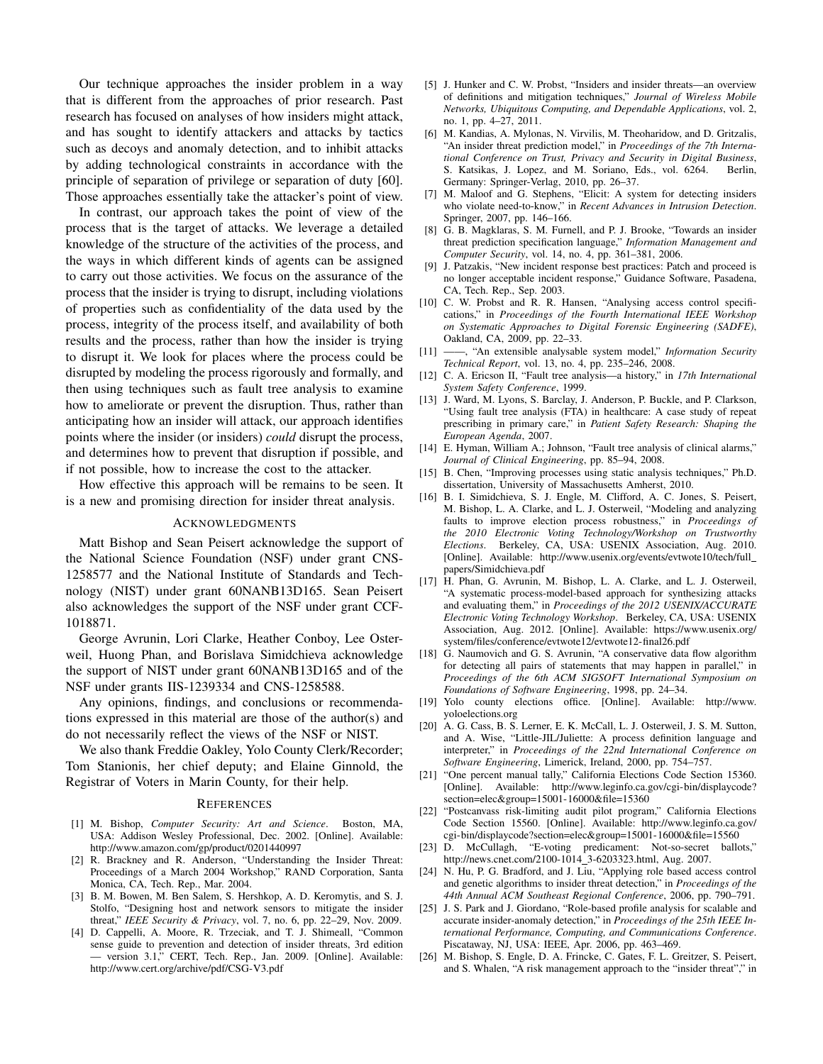Our technique approaches the insider problem in a way that is different from the approaches of prior research. Past research has focused on analyses of how insiders might attack, and has sought to identify attackers and attacks by tactics such as decoys and anomaly detection, and to inhibit attacks by adding technological constraints in accordance with the principle of separation of privilege or separation of duty [60]. Those approaches essentially take the attacker's point of view.

In contrast, our approach takes the point of view of the process that is the target of attacks. We leverage a detailed knowledge of the structure of the activities of the process, and the ways in which different kinds of agents can be assigned to carry out those activities. We focus on the assurance of the process that the insider is trying to disrupt, including violations of properties such as confidentiality of the data used by the process, integrity of the process itself, and availability of both results and the process, rather than how the insider is trying to disrupt it. We look for places where the process could be disrupted by modeling the process rigorously and formally, and then using techniques such as fault tree analysis to examine how to ameliorate or prevent the disruption. Thus, rather than anticipating how an insider will attack, our approach identifies points where the insider (or insiders) *could* disrupt the process, and determines how to prevent that disruption if possible, and if not possible, how to increase the cost to the attacker.

How effective this approach will be remains to be seen. It is a new and promising direction for insider threat analysis.

## Acknowledgments

Matt Bishop and Sean Peisert acknowledge the support of the National Science Foundation (NSF) under grant CNS-1258577 and the National Institute of Standards and Technology (NIST) under grant 60NANB13D165. Sean Peisert also acknowledges the support of the NSF under grant CCF-1018871.

George Avrunin, Lori Clarke, Heather Conboy, Lee Osterweil, Huong Phan, and Borislava Simidchieva acknowledge the support of NIST under grant 60NANB13D165 and of the NSF under grants IIS-1239334 and CNS-1258588.

Any opinions, findings, and conclusions or recommendations expressed in this material are those of the author(s) and do not necessarily reflect the views of the NSF or NIST.

We also thank Freddie Oakley, Yolo County Clerk/Recorder; Tom Stanionis, her chief deputy; and Elaine Ginnold, the Registrar of Voters in Marin County, for their help.

## References

[1] M. Bishop, *Computer Security: Art and Science*. Boston, MA, USA: Addison Wesley Professional, Dec. 2002. [Online]. Available: http://www.amazon.com/gp/product/0201440997

[2] R. Brackney and R. Anderson, "Understanding the Insider Threat: Proceedings of a March 2004 Workshop," RAND Corporation, Santa Monica, CA, Tech. Rep., Mar. 2004.

[3] B. M. Bowen, M. Ben Salem, S. Hershkop, A. D. Keromytis, and S. J. Stolfo, "Designing host and network sensors to mitigate the insider threat," *IEEE Security & Privacy*, vol. 7, no. 6, pp. 22–29, Nov. 2009.

[4] D. Cappelli, A. Moore, R. Trzeciak, and T. J. Shimeall, "Common sense guide to prevention and detection of insider threats, 3rd edition — version 3.1," CERT, Tech. Rep., Jan. 2009. [Online]. Available: http://www.cert.org/archive/pdf/CSG-V3.pdf

[5] J. Hunker and C. W. Probst, "Insiders and insider threats—an overview of definitions and mitigation techniques," *Journal of Wireless Mobile Networks, Ubiquitous Computing, and Dependable Applications*, vol. 2, no. 1, pp. 4–27, 2011.

[6] M. Kandias, A. Mylonas, N. Virvilis, M. Theoharidow, and D. Gritzalis, "An insider threat prediction model," in *Proceedings of the 7th International Conference on Trust, Privacy and Security in Digital Business*, S. Katsikas, J. Lopez, and M. Soriano, Eds., vol. 6264. Berlin, Germany: Springer-Verlag, 2010, pp. 26–37.

[7] M. Maloof and G. Stephens, "Elicit: A system for detecting insiders who violate need-to-know," in *Recent Advances in Intrusion Detection*. Springer, 2007, pp. 146–166.

[8] G. B. Magklaras, S. M. Furnell, and P. J. Brooke, "Towards an insider threat prediction specification language," *Information Management and Computer Security*, vol. 14, no. 4, pp. 361–381, 2006.

[9] J. Patzakis, "New incident response best practices: Patch and proceed is no longer acceptable incident response," Guidance Software, Pasadena, CA, Tech. Rep., Sep. 2003.

[10] C. W. Probst and R. R. Hansen, "Analysing access control specifications," in *Proceedings of the Fourth International IEEE Workshop on Systematic Approaches to Digital Forensic Engineering (SADFE)*, Oakland, CA, 2009, pp. 22–33.

[11] ——, "An extensible analysable system model," *Information Security Technical Report*, vol. 13, no. 4, pp. 235–246, 2008.

[12] C. A. Ericson II, "Fault tree analysis—a history," in *17th International System Safety Conference*, 1999.

[13] J. Ward, M. Lyons, S. Barclay, J. Anderson, P. Buckle, and P. Clarkson, "Using fault tree analysis (FTA) in healthcare: A case study of repeat prescribing in primary care," in *Patient Safety Research: Shaping the European Agenda*, 2007.

[14] E. Hyman, William A.; Johnson, "Fault tree analysis of clinical alarms," *Journal of Clinical Engineering*, pp. 85–94, 2008.

[15] B. Chen, "Improving processes using static analysis techniques," Ph.D. dissertation, University of Massachusetts Amherst, 2010.

[16] B. I. Simidchieva, S. J. Engle, M. Clifford, A. C. Jones, S. Peisert, M. Bishop, L. A. Clarke, and L. J. Osterweil, "Modeling and analyzing faults to improve election process robustness," in *Proceedings of the 2010 Electronic Voting Technology/Workshop on Trustworthy Elections*. Berkeley, CA, USA: USENIX Association, Aug. 2010. [Online]. Available: http://www.usenix.org/events/evtwote10/tech/full_papers/Simidchieva.pdf

[17] H. Phan, G. Avrunin, M. Bishop, L. A. Clarke, and L. J. Osterweil, "A systematic process-model-based approach for synthesizing attacks and evaluating them," in *Proceedings of the 2012 USENIX/ACCURATE Electronic Voting Technology Workshop*. Berkeley, CA, USA: USENIX Association, Aug. 2012. [Online]. Available: https://www.usenix.org/system/files/conference/evtwote12/evtwote12-final26.pdf

[18] G. Naumovich and G. S. Avrunin, "A conservative data flow algorithm for detecting all pairs of statements that may happen in parallel," in *Proceedings of the 6th ACM SIGSOFT International Symposium on Foundations of Software Engineering*, 1998, pp. 24–34.

[19] Yolo county elections office. [Online]. Available: http://www.yoloelections.org

[20] A. G. Cass, B. S. Lerner, E. K. McCall, L. J. Osterweil, S. M. Sutton, and A. Wise, "Little-JIL/Juliette: A process definition language and interpreter," in *Proceedings of the 22nd International Conference on Software Engineering*, Limerick, Ireland, 2000, pp. 754–757.

[21] "One percent manual tally," California Elections Code Section 15360. [Online]. Available: http://www.leginfo.ca.gov/cgi-bin/displaycode?section=elec&group=15001-16000&file=15360

[22] "Postcanvass risk-limiting audit pilot program," California Elections Code Section 15560. [Online]. Available: http://www.leginfo.ca.gov/cgi-bin/displaycode?section=elec&group=15001-16000&file=15560

[23] D. McCullagh, "E-voting predicament: Not-so-secret ballots," http://news.cnet.com/2100-1014_3-6203323.html, Aug. 2007.

[24] N. Hu, P. G. Bradford, and J. Liu, "Applying role based access control and genetic algorithms to insider threat detection," in *Proceedings of the 44th Annual ACM Southeast Regional Conference*, 2006, pp. 790–791.

[25] J. S. Park and J. Giordano, "Role-based profile analysis for scalable and accurate insider-anomaly detection," in *Proceedings of the 25th IEEE International Performance, Computing, and Communications Conference*. Piscataway, NJ, USA: IEEE, Apr. 2006, pp. 463–469.

[26] M. Bishop, S. Engle, D. A. Frincke, C. Gates, F. L. Greitzer, S. Peisert, and S. Whalen, "A risk management approach to the "insider threat"," in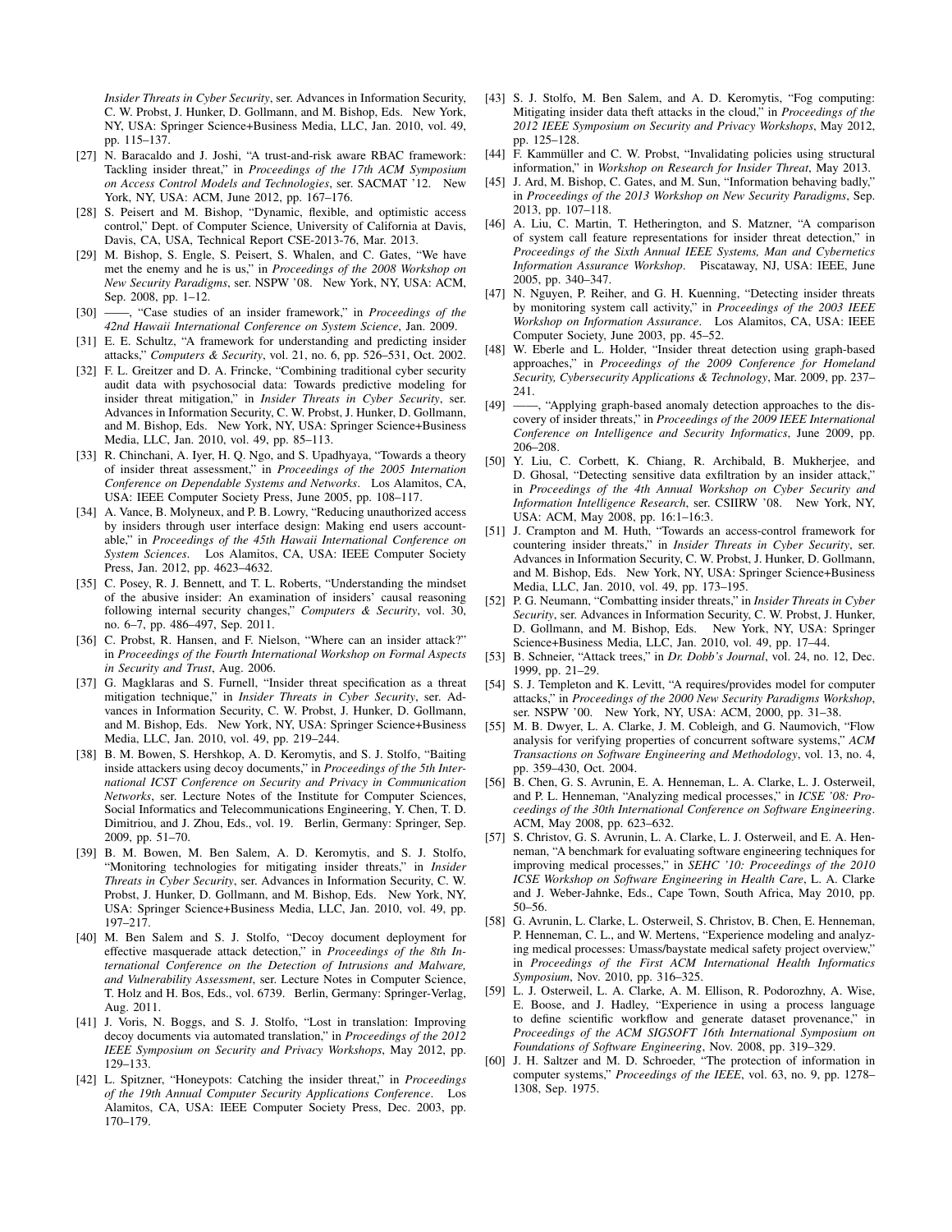*Insider Threats in Cyber Security*, ser. Advances in Information Security, C. W. Probst, J. Hunker, D. Gollmann, and M. Bishop, Eds. New York, NY, USA: Springer Science+Business Media, LLC, Jan. 2010, vol. 49, pp. 115–137.

[27] N. Baracaldo and J. Joshi, "A trust-and-risk aware RBAC framework: Tackling insider threat," in *Proceedings of the 17th ACM Symposium on Access Control Models and Technologies*, ser. SACMAT '12. New York, NY, USA: ACM, June 2012, pp. 167–176.

[28] S. Peisert and M. Bishop, "Dynamic, flexible, and optimistic access control," Dept. of Computer Science, University of California at Davis, Davis, CA, USA, Technical Report CSE-2013-76, Mar. 2013.

[29] M. Bishop, S. Engle, S. Peisert, S. Whalen, and C. Gates, "We have met the enemy and he is us," in *Proceedings of the 2008 Workshop on New Security Paradigms*, ser. NSPW '08. New York, NY, USA: ACM, Sep. 2008, pp. 1–12.

[30] ——, "Case studies of an insider framework," in *Proceedings of the 42nd Hawaii International Conference on System Science*, Jan. 2009.

[31] E. E. Schultz, "A framework for understanding and predicting insider attacks," *Computers & Security*, vol. 21, no. 6, pp. 526–531, Oct. 2002.

[32] F. L. Greitzer and D. A. Frincke, "Combining traditional cyber security audit data with psychosocial data: Towards predictive modeling for insider threat mitigation," in *Insider Threats in Cyber Security*, ser. Advances in Information Security, C. W. Probst, J. Hunker, D. Gollmann, and M. Bishop, Eds. New York, NY, USA: Springer Science+Business Media, LLC, Jan. 2010, vol. 49, pp. 85–113.

[33] R. Chinchani, A. Iyer, H. Q. Ngo, and S. Upadhyaya, "Towards a theory of insider threat assessment," in *Proceedings of the 2005 Internation Conference on Dependable Systems and Networks*. Los Alamitos, CA, USA: IEEE Computer Society Press, June 2005, pp. 108–117.

[34] A. Vance, B. Molyneux, and P. B. Lowry, "Reducing unauthorized access by insiders through user interface design: Making end users accountable," in *Proceedings of the 45th Hawaii International Conference on System Sciences*. Los Alamitos, CA, USA: IEEE Computer Society Press, Jan. 2012, pp. 4623–4632.

[35] C. Posey, R. J. Bennett, and T. L. Roberts, "Understanding the mindset of the abusive insider: An examination of insiders' causal reasoning following internal security changes," *Computers & Security*, vol. 30, no. 6–7, pp. 486–497, Sep. 2011.

[36] C. Probst, R. Hansen, and F. Nielson, "Where can an insider attack?" in *Proceedings of the Fourth International Workshop on Formal Aspects in Security and Trust*, Aug. 2006.

[37] G. Magklaras and S. Furnell, "Insider threat specification as a threat mitigation technique," in *Insider Threats in Cyber Security*, ser. Advances in Information Security, C. W. Probst, J. Hunker, D. Gollmann, and M. Bishop, Eds. New York, NY, USA: Springer Science+Business Media, LLC, Jan. 2010, vol. 49, pp. 219–244.

[38] B. M. Bowen, S. Hershkop, A. D. Keromytis, and S. J. Stolfo, "Baiting inside attackers using decoy documents," in *Proceedings of the 5th International ICST Conference on Security and Privacy in Communication Networks*, ser. Lecture Notes of the Institute for Computer Sciences, Social Informatics and Telecommunications Engineering, Y. Chen, T. D. Dimitriou, and J. Zhou, Eds., vol. 19. Berlin, Germany: Springer, Sep. 2009, pp. 51–70.

[39] B. M. Bowen, M. Ben Salem, A. D. Keromytis, and S. J. Stolfo, "Monitoring technologies for mitigating insider threats," in *Insider Threats in Cyber Security*, ser. Advances in Information Security, C. W. Probst, J. Hunker, D. Gollmann, and M. Bishop, Eds. New York, NY, USA: Springer Science+Business Media, LLC, Jan. 2010, vol. 49, pp. 197–217.

[40] M. Ben Salem and S. J. Stolfo, "Decoy document deployment for effective masquerade attack detection," in *Proceedings of the 8th International Conference on the Detection of Intrusions and Malware, and Vulnerability Assessment*, ser. Lecture Notes in Computer Science, T. Holz and H. Bos, Eds., vol. 6739. Berlin, Germany: Springer-Verlag, Aug. 2011.

[41] J. Voris, N. Boggs, and S. J. Stolfo, "Lost in translation: Improving decoy documents via automated translation," in *Proceedings of the 2012 IEEE Symposium on Security and Privacy Workshops*, May 2012, pp. 129–133.

[42] L. Spitzner, "Honeypots: Catching the insider threat," in *Proceedings of the 19th Annual Computer Security Applications Conference*. Los Alamitos, CA, USA: IEEE Computer Society Press, Dec. 2003, pp. 170–179.

[43] S. J. Stolfo, M. Ben Salem, and A. D. Keromytis, "Fog computing: Mitigating insider data theft attacks in the cloud," in *Proceedings of the 2012 IEEE Symposium on Security and Privacy Workshops*, May 2012, pp. 125–128.

[44] F. Kammüller and C. W. Probst, "Invalidating policies using structural information," in *Workshop on Research for Insider Threat*, May 2013.

[45] J. Ard, M. Bishop, C. Gates, and M. Sun, "Information behaving badly," in *Proceedings of the 2013 Workshop on New Security Paradigms*, Sep. 2013, pp. 107–118.

[46] A. Liu, C. Martin, T. Hetherington, and S. Matzner, "A comparison of system call feature representations for insider threat detection," in *Proceedings of the Sixth Annual IEEE Systems, Man and Cybernetics Information Assurance Workshop*. Piscataway, NJ, USA: IEEE, June 2005, pp. 340–347.

[47] N. Nguyen, P. Reiher, and G. H. Kuenning, "Detecting insider threats by monitoring system call activity," in *Proceedings of the 2003 IEEE Workshop on Information Assurance*. Los Alamitos, CA, USA: IEEE Computer Society, June 2003, pp. 45–52.

[48] W. Eberle and L. Holder, "Insider threat detection using graph-based approaches," in *Proceedings of the 2009 Conference for Homeland Security, Cybersecurity Applications & Technology*, Mar. 2009, pp. 237–241.

[49] ——, "Applying graph-based anomaly detection approaches to the discovery of insider threats," in *Proceedings of the 2009 IEEE International Conference on Intelligence and Security Informatics*, June 2009, pp. 206–208.

[50] Y. Liu, C. Corbett, K. Chiang, R. Archibald, B. Mukherjee, and D. Ghosal, "Detecting sensitive data exfiltration by an insider attack," in *Proceedings of the 4th Annual Workshop on Cyber Security and Information Intelligence Research*, ser. CSIIRW '08. New York, NY, USA: ACM, May 2008, pp. 16:1–16:3.

[51] J. Crampton and M. Huth, "Towards an access-control framework for countering insider threats," in *Insider Threats in Cyber Security*, ser. Advances in Information Security, C. W. Probst, J. Hunker, D. Gollmann, and M. Bishop, Eds. New York, NY, USA: Springer Science+Business Media, LLC, Jan. 2010, vol. 49, pp. 173–195.

[52] P. G. Neumann, "Combatting insider threats," in *Insider Threats in Cyber Security*, ser. Advances in Information Security, C. W. Probst, J. Hunker, D. Gollmann, and M. Bishop, Eds. New York, NY, USA: Springer Science+Business Media, LLC, Jan. 2010, vol. 49, pp. 17–44.

[53] B. Schneier, "Attack trees," in *Dr. Dobb's Journal*, vol. 24, no. 12, Dec. 1999, pp. 21–29.

[54] S. J. Templeton and K. Levitt, "A requires/provides model for computer attacks," in *Proceedings of the 2000 New Security Paradigms Workshop*, ser. NSPW '00. New York, NY, USA: ACM, 2000, pp. 31–38.

[55] M. B. Dwyer, L. A. Clarke, J. M. Cobleigh, and G. Naumovich, "Flow analysis for verifying properties of concurrent software systems," *ACM Transactions on Software Engineering and Methodology*, vol. 13, no. 4, pp. 359–430, Oct. 2004.

[56] B. Chen, G. S. Avrunin, E. A. Henneman, L. A. Clarke, L. J. Osterweil, and P. L. Henneman, "Analyzing medical processes," in *ICSE '08: Proceedings of the 30th International Conference on Software Engineering*. ACM, May 2008, pp. 623–632.

[57] S. Christov, G. S. Avrunin, L. A. Clarke, L. J. Osterweil, and E. A. Henneman, "A benchmark for evaluating software engineering techniques for improving medical processes," in *SEHC '10: Proceedings of the 2010 ICSE Workshop on Software Engineering in Health Care*, L. A. Clarke and J. Weber-Jahnke, Eds., Cape Town, South Africa, May 2010, pp. 50–56.

[58] G. Avrunin, L. Clarke, L. Osterweil, S. Christov, B. Chen, E. Henneman, P. Henneman, C. L., and W. Mertens, "Experience modeling and analyzing medical processes: Umass/baystate medical safety project overview," in *Proceedings of the First ACM International Health Informatics Symposium*, Nov. 2010, pp. 316–325.

[59] L. J. Osterweil, L. A. Clarke, A. M. Ellison, R. Podorozhny, A. Wise, E. Boose, and J. Hadley, "Experience in using a process language to define scientific workflow and generate dataset provenance," in *Proceedings of the ACM SIGSOFT 16th International Symposium on Foundations of Software Engineering*, Nov. 2008, pp. 319–329.

[60] J. H. Saltzer and M. D. Schroeder, "The protection of information in computer systems," *Proceedings of the IEEE*, vol. 63, no. 9, pp. 1278–1308, Sep. 1975.